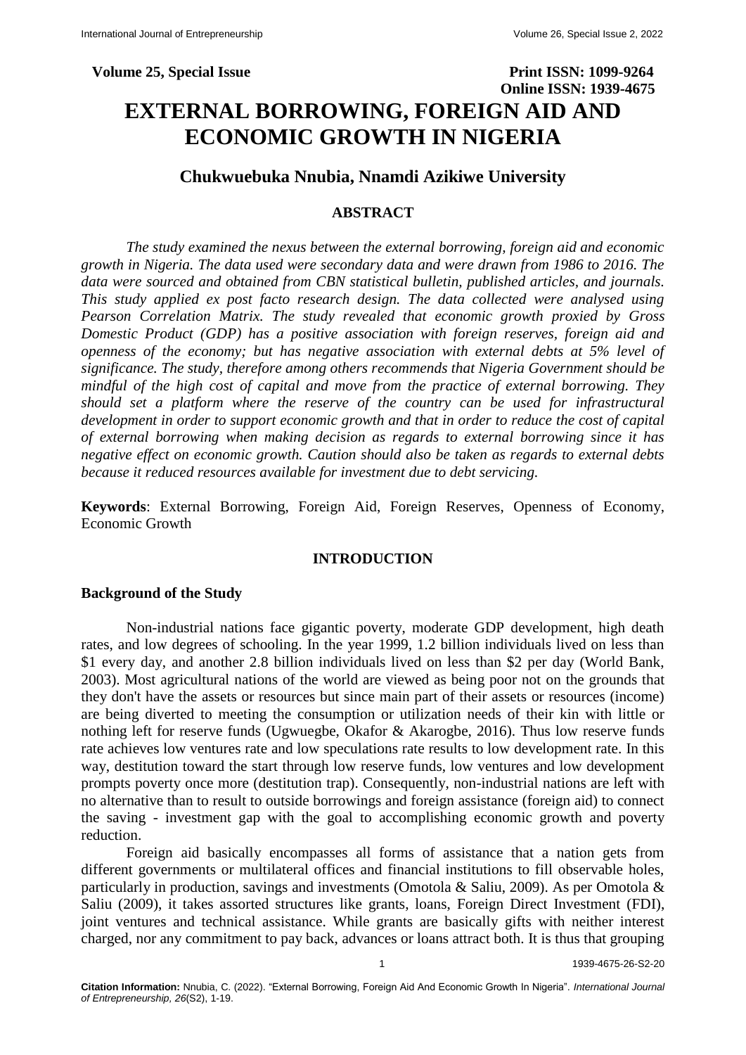**Volume 25, Special Issue** **Print ISSN: 1099-9264**
**Online ISSN: 1939-4675**

# EXTERNAL BORROWING, FOREIGN AID AND ECONOMIC GROWTH IN NIGERIA

## Chukwuebuka Nnubia, Nnamdi Azikiwe University

### ABSTRACT

*The study examined the nexus between the external borrowing, foreign aid and economic growth in Nigeria. The data used were secondary data and were drawn from 1986 to 2016. The data were sourced and obtained from CBN statistical bulletin, published articles, and journals. This study applied ex post facto research design. The data collected were analysed using Pearson Correlation Matrix. The study revealed that economic growth proxied by Gross Domestic Product (GDP) has a positive association with foreign reserves, foreign aid and openness of the economy; but has negative association with external debts at 5% level of significance. The study, therefore among others recommends that Nigeria Government should be mindful of the high cost of capital and move from the practice of external borrowing. They should set a platform where the reserve of the country can be used for infrastructural development in order to support economic growth and that in order to reduce the cost of capital of external borrowing when making decision as regards to external borrowing since it has negative effect on economic growth. Caution should also be taken as regards to external debts because it reduced resources available for investment due to debt servicing.*

**Keywords**: External Borrowing, Foreign Aid, Foreign Reserves, Openness of Economy, Economic Growth

### INTRODUCTION

#### Background of the Study

Non-industrial nations face gigantic poverty, moderate GDP development, high death rates, and low degrees of schooling. In the year 1999, 1.2 billion individuals lived on less than \$1 every day, and another 2.8 billion individuals lived on less than \$2 per day (World Bank, 2003). Most agricultural nations of the world are viewed as being poor not on the grounds that they don't have the assets or resources but since main part of their assets or resources (income) are being diverted to meeting the consumption or utilization needs of their kin with little or nothing left for reserve funds (Ugwuegbe, Okafor & Akarogbe, 2016). Thus low reserve funds rate achieves low ventures rate and low speculations rate results to low development rate. In this way, destitution toward the start through low reserve funds, low ventures and low development prompts poverty once more (destitution trap). Consequently, non-industrial nations are left with no alternative than to result to outside borrowings and foreign assistance (foreign aid) to connect the saving - investment gap with the goal to accomplishing economic growth and poverty reduction.

Foreign aid basically encompasses all forms of assistance that a nation gets from different governments or multilateral offices and financial institutions to fill observable holes, particularly in production, savings and investments (Omotola & Saliu, 2009). As per Omotola & Saliu (2009), it takes assorted structures like grants, loans, Foreign Direct Investment (FDI), joint ventures and technical assistance. While grants are basically gifts with neither interest charged, nor any commitment to pay back, advances or loans attract both. It is thus that grouping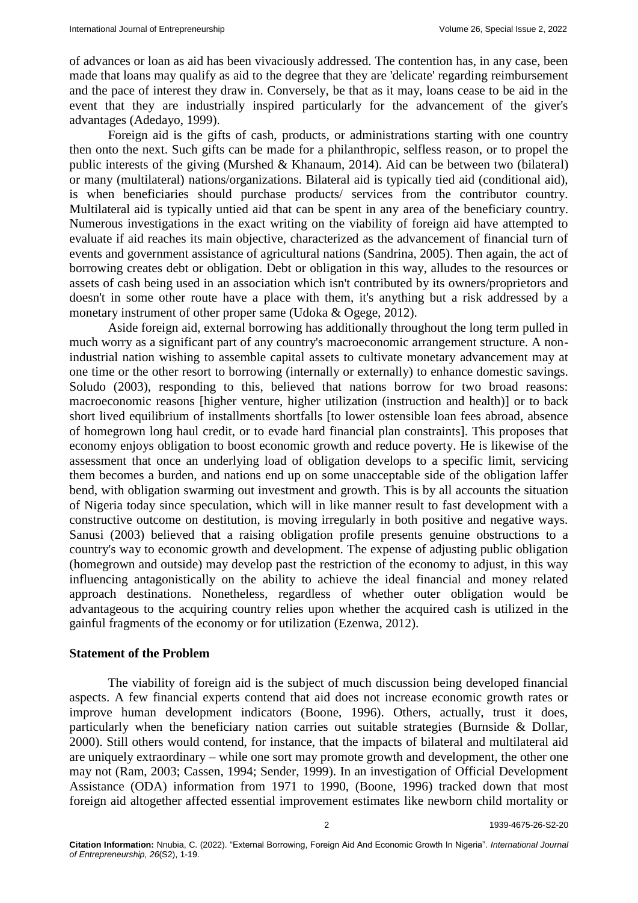of advances or loan as aid has been vivaciously addressed. The contention has, in any case, been made that loans may qualify as aid to the degree that they are 'delicate' regarding reimbursement and the pace of interest they draw in. Conversely, be that as it may, loans cease to be aid in the event that they are industrially inspired particularly for the advancement of the giver's advantages (Adedayo, 1999).

Foreign aid is the gifts of cash, products, or administrations starting with one country then onto the next. Such gifts can be made for a philanthropic, selfless reason, or to propel the public interests of the giving (Murshed & Khanaum, 2014). Aid can be between two (bilateral) or many (multilateral) nations/organizations. Bilateral aid is typically tied aid (conditional aid), is when beneficiaries should purchase products/ services from the contributor country. Multilateral aid is typically untied aid that can be spent in any area of the beneficiary country. Numerous investigations in the exact writing on the viability of foreign aid have attempted to evaluate if aid reaches its main objective, characterized as the advancement of financial turn of events and government assistance of agricultural nations (Sandrina, 2005). Then again, the act of borrowing creates debt or obligation. Debt or obligation in this way, alludes to the resources or assets of cash being used in an association which isn't contributed by its owners/proprietors and doesn't in some other route have a place with them, it's anything but a risk addressed by a monetary instrument of other proper same (Udoka & Ogege, 2012).

Aside foreign aid, external borrowing has additionally throughout the long term pulled in much worry as a significant part of any country's macroeconomic arrangement structure. A non-industrial nation wishing to assemble capital assets to cultivate monetary advancement may at one time or the other resort to borrowing (internally or externally) to enhance domestic savings. Soludo (2003), responding to this, believed that nations borrow for two broad reasons: macroeconomic reasons [higher venture, higher utilization (instruction and health)] or to back short lived equilibrium of installments shortfalls [to lower ostensible loan fees abroad, absence of homegrown long haul credit, or to evade hard financial plan constraints]. This proposes that economy enjoys obligation to boost economic growth and reduce poverty. He is likewise of the assessment that once an underlying load of obligation develops to a specific limit, servicing them becomes a burden, and nations end up on some unacceptable side of the obligation laffer bend, with obligation swarming out investment and growth. This is by all accounts the situation of Nigeria today since speculation, which will in like manner result to fast development with a constructive outcome on destitution, is moving irregularly in both positive and negative ways. Sanusi (2003) believed that a raising obligation profile presents genuine obstructions to a country's way to economic growth and development. The expense of adjusting public obligation (homegrown and outside) may develop past the restriction of the economy to adjust, in this way influencing antagonistically on the ability to achieve the ideal financial and money related approach destinations. Nonetheless, regardless of whether outer obligation would be advantageous to the acquiring country relies upon whether the acquired cash is utilized in the gainful fragments of the economy or for utilization (Ezenwa, 2012).

## Statement of the Problem

The viability of foreign aid is the subject of much discussion being developed financial aspects. A few financial experts contend that aid does not increase economic growth rates or improve human development indicators (Boone, 1996). Others, actually, trust it does, particularly when the beneficiary nation carries out suitable strategies (Burnside & Dollar, 2000). Still others would contend, for instance, that the impacts of bilateral and multilateral aid are uniquely extraordinary – while one sort may promote growth and development, the other one may not (Ram, 2003; Cassen, 1994; Sender, 1999). In an investigation of Official Development Assistance (ODA) information from 1971 to 1990, (Boone, 1996) tracked down that most foreign aid altogether affected essential improvement estimates like newborn child mortality or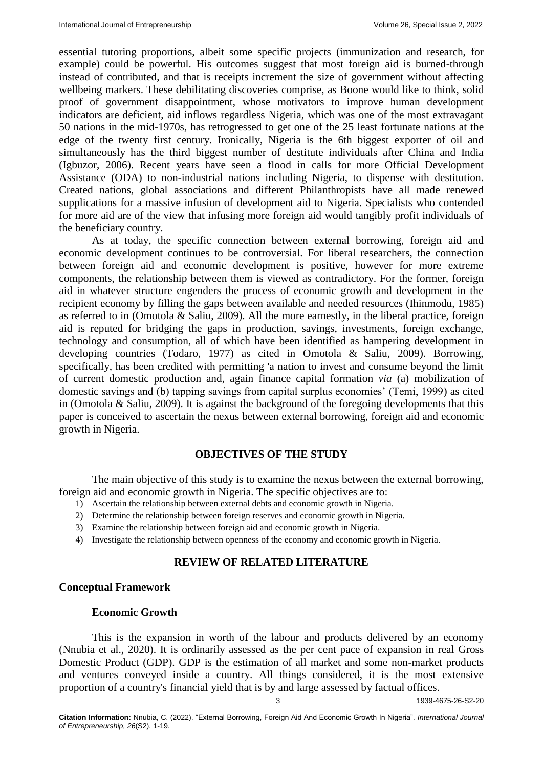essential tutoring proportions, albeit some specific projects (immunization and research, for example) could be powerful. His outcomes suggest that most foreign aid is burned-through instead of contributed, and that is receipts increment the size of government without affecting wellbeing markers. These debilitating discoveries comprise, as Boone would like to think, solid proof of government disappointment, whose motivators to improve human development indicators are deficient, aid inflows regardless Nigeria, which was one of the most extravagant 50 nations in the mid-1970s, has retrogressed to get one of the 25 least fortunate nations at the edge of the twenty first century. Ironically, Nigeria is the 6th biggest exporter of oil and simultaneously has the third biggest number of destitute individuals after China and India (Igbuzor, 2006). Recent years have seen a flood in calls for more Official Development Assistance (ODA) to non-industrial nations including Nigeria, to dispense with destitution. Created nations, global associations and different Philanthropists have all made renewed supplications for a massive infusion of development aid to Nigeria. Specialists who contended for more aid are of the view that infusing more foreign aid would tangibly profit individuals of the beneficiary country.

As at today, the specific connection between external borrowing, foreign aid and economic development continues to be controversial. For liberal researchers, the connection between foreign aid and economic development is positive, however for more extreme components, the relationship between them is viewed as contradictory. For the former, foreign aid in whatever structure engenders the process of economic growth and development in the recipient economy by filling the gaps between available and needed resources (Ihinmodu, 1985) as referred to in (Omotola & Saliu, 2009). All the more earnestly, in the liberal practice, foreign aid is reputed for bridging the gaps in production, savings, investments, foreign exchange, technology and consumption, all of which have been identified as hampering development in developing countries (Todaro, 1977) as cited in Omotola & Saliu, 2009). Borrowing, specifically, has been credited with permitting 'a nation to invest and consume beyond the limit of current domestic production and, again finance capital formation *via* (a) mobilization of domestic savings and (b) tapping savings from capital surplus economies' (Temi, 1999) as cited in (Omotola & Saliu, 2009). It is against the background of the foregoing developments that this paper is conceived to ascertain the nexus between external borrowing, foreign aid and economic growth in Nigeria.

## OBJECTIVES OF THE STUDY

The main objective of this study is to examine the nexus between the external borrowing, foreign aid and economic growth in Nigeria. The specific objectives are to:

1) Ascertain the relationship between external debts and economic growth in Nigeria.
2) Determine the relationship between foreign reserves and economic growth in Nigeria.
3) Examine the relationship between foreign aid and economic growth in Nigeria.
4) Investigate the relationship between openness of the economy and economic growth in Nigeria.

## REVIEW OF RELATED LITERATURE

### Conceptual Framework

#### Economic Growth

This is the expansion in worth of the labour and products delivered by an economy (Nnubia et al., 2020). It is ordinarily assessed as the per cent pace of expansion in real Gross Domestic Product (GDP). GDP is the estimation of all market and some non-market products and ventures conveyed inside a country. All things considered, it is the most extensive proportion of a country's financial yield that is by and large assessed by factual offices.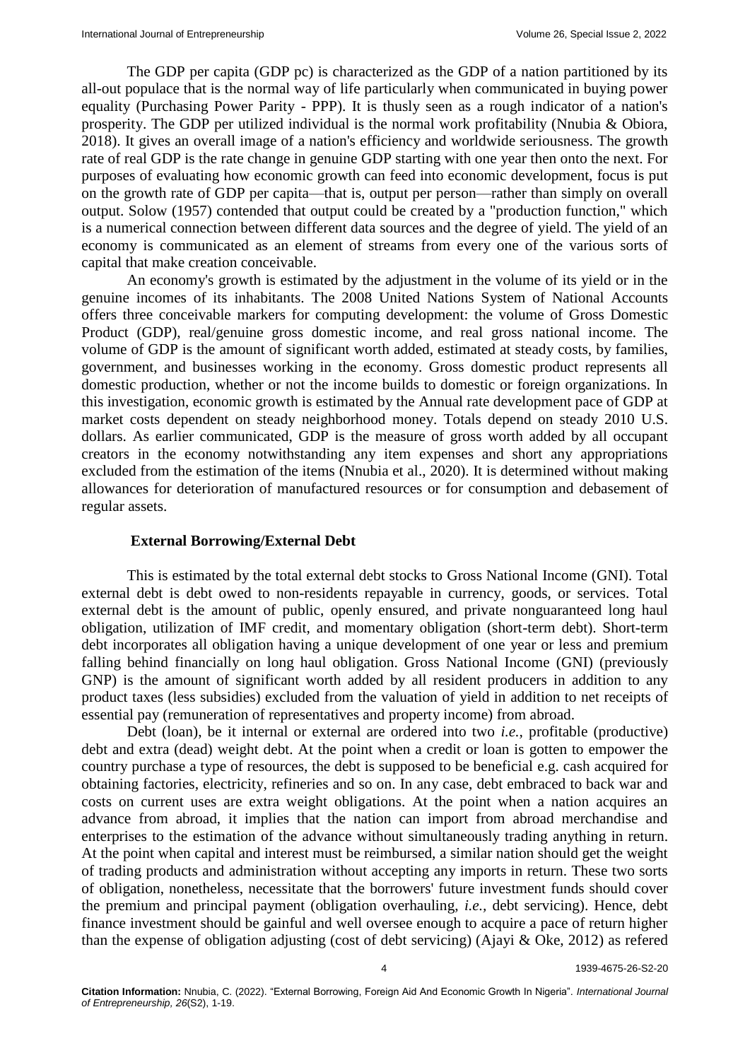The GDP per capita (GDP pc) is characterized as the GDP of a nation partitioned by its all-out populace that is the normal way of life particularly when communicated in buying power equality (Purchasing Power Parity - PPP). It is thusly seen as a rough indicator of a nation's prosperity. The GDP per utilized individual is the normal work profitability (Nnubia & Obiora, 2018). It gives an overall image of a nation's efficiency and worldwide seriousness. The growth rate of real GDP is the rate change in genuine GDP starting with one year then onto the next. For purposes of evaluating how economic growth can feed into economic development, focus is put on the growth rate of GDP per capita—that is, output per person—rather than simply on overall output. Solow (1957) contended that output could be created by a "production function," which is a numerical connection between different data sources and the degree of yield. The yield of an economy is communicated as an element of streams from every one of the various sorts of capital that make creation conceivable.

An economy's growth is estimated by the adjustment in the volume of its yield or in the genuine incomes of its inhabitants. The 2008 United Nations System of National Accounts offers three conceivable markers for computing development: the volume of Gross Domestic Product (GDP), real/genuine gross domestic income, and real gross national income. The volume of GDP is the amount of significant worth added, estimated at steady costs, by families, government, and businesses working in the economy. Gross domestic product represents all domestic production, whether or not the income builds to domestic or foreign organizations. In this investigation, economic growth is estimated by the Annual rate development pace of GDP at market costs dependent on steady neighborhood money. Totals depend on steady 2010 U.S. dollars. As earlier communicated, GDP is the measure of gross worth added by all occupant creators in the economy notwithstanding any item expenses and short any appropriations excluded from the estimation of the items (Nnubia et al., 2020). It is determined without making allowances for deterioration of manufactured resources or for consumption and debasement of regular assets.

## External Borrowing/External Debt

This is estimated by the total external debt stocks to Gross National Income (GNI). Total external debt is debt owed to non-residents repayable in currency, goods, or services. Total external debt is the amount of public, openly ensured, and private nonguaranteed long haul obligation, utilization of IMF credit, and momentary obligation (short-term debt). Short-term debt incorporates all obligation having a unique development of one year or less and premium falling behind financially on long haul obligation. Gross National Income (GNI) (previously GNP) is the amount of significant worth added by all resident producers in addition to any product taxes (less subsidies) excluded from the valuation of yield in addition to net receipts of essential pay (remuneration of representatives and property income) from abroad.

Debt (loan), be it internal or external are ordered into two *i.e.,* profitable (productive) debt and extra (dead) weight debt. At the point when a credit or loan is gotten to empower the country purchase a type of resources, the debt is supposed to be beneficial e.g. cash acquired for obtaining factories, electricity, refineries and so on. In any case, debt embraced to back war and costs on current uses are extra weight obligations. At the point when a nation acquires an advance from abroad, it implies that the nation can import from abroad merchandise and enterprises to the estimation of the advance without simultaneously trading anything in return. At the point when capital and interest must be reimbursed, a similar nation should get the weight of trading products and administration without accepting any imports in return. These two sorts of obligation, nonetheless, necessitate that the borrowers' future investment funds should cover the premium and principal payment (obligation overhauling, *i.e.,* debt servicing). Hence, debt finance investment should be gainful and well oversee enough to acquire a pace of return higher than the expense of obligation adjusting (cost of debt servicing) (Ajayi & Oke, 2012) as refered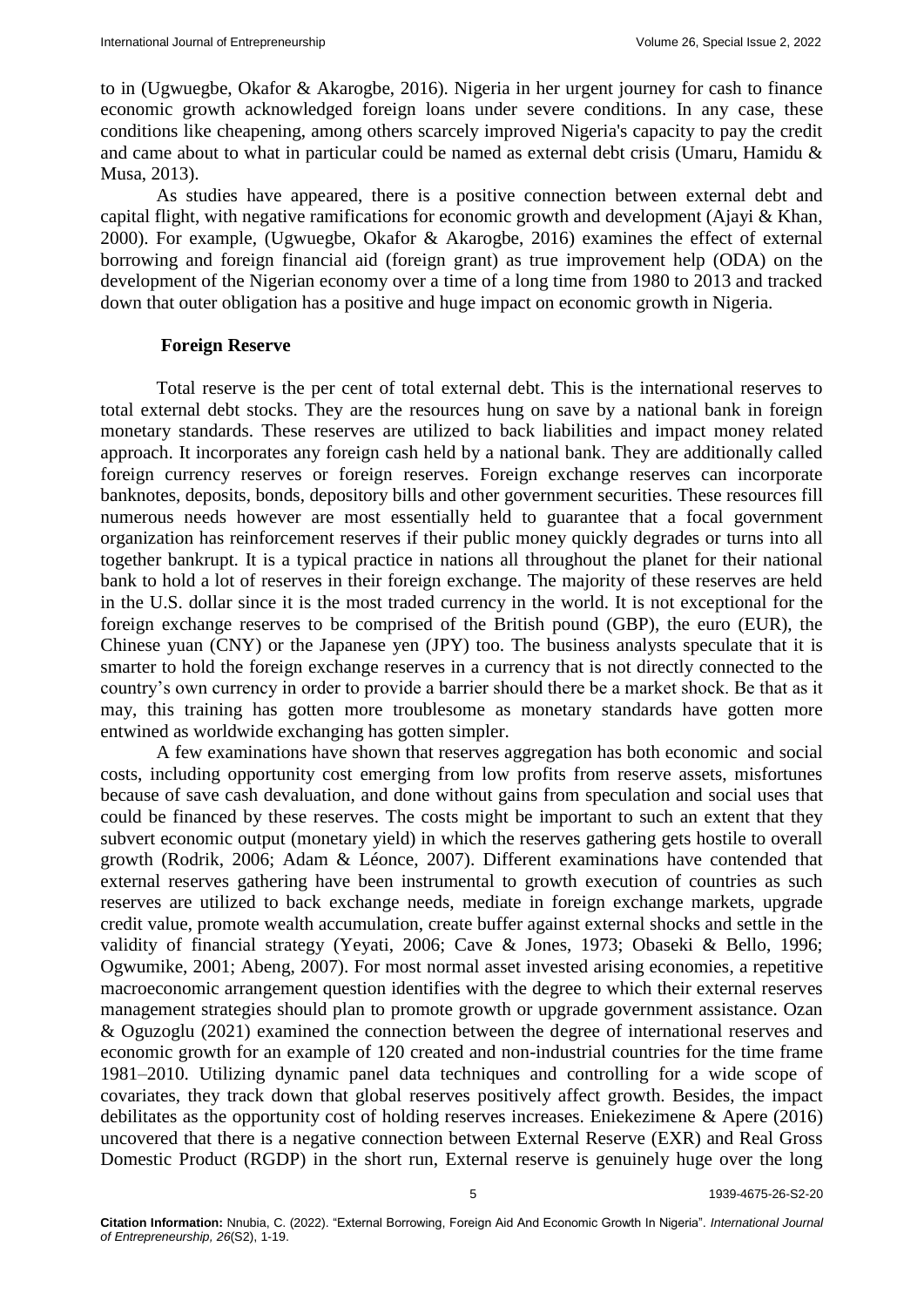to in (Ugwuegbe, Okafor & Akarogbe, 2016). Nigeria in her urgent journey for cash to finance economic growth acknowledged foreign loans under severe conditions. In any case, these conditions like cheapening, among others scarcely improved Nigeria's capacity to pay the credit and came about to what in particular could be named as external debt crisis (Umaru, Hamidu & Musa, 2013).

As studies have appeared, there is a positive connection between external debt and capital flight, with negative ramifications for economic growth and development (Ajayi & Khan, 2000). For example, (Ugwuegbe, Okafor & Akarogbe, 2016) examines the effect of external borrowing and foreign financial aid (foreign grant) as true improvement help (ODA) on the development of the Nigerian economy over a time of a long time from 1980 to 2013 and tracked down that outer obligation has a positive and huge impact on economic growth in Nigeria.

## Foreign Reserve

Total reserve is the per cent of total external debt. This is the international reserves to total external debt stocks. They are the resources hung on save by a national bank in foreign monetary standards. These reserves are utilized to back liabilities and impact money related approach. It incorporates any foreign cash held by a national bank. They are additionally called foreign currency reserves or foreign reserves. Foreign exchange reserves can incorporate banknotes, deposits, bonds, depository bills and other government securities. These resources fill numerous needs however are most essentially held to guarantee that a focal government organization has reinforcement reserves if their public money quickly degrades or turns into all together bankrupt. It is a typical practice in nations all throughout the planet for their national bank to hold a lot of reserves in their foreign exchange. The majority of these reserves are held in the U.S. dollar since it is the most traded currency in the world. It is not exceptional for the foreign exchange reserves to be comprised of the British pound (GBP), the euro (EUR), the Chinese yuan (CNY) or the Japanese yen (JPY) too. The business analysts speculate that it is smarter to hold the foreign exchange reserves in a currency that is not directly connected to the country's own currency in order to provide a barrier should there be a market shock. Be that as it may, this training has gotten more troublesome as monetary standards have gotten more entwined as worldwide exchanging has gotten simpler.

A few examinations have shown that reserves aggregation has both economic and social costs, including opportunity cost emerging from low profits from reserve assets, misfortunes because of save cash devaluation, and done without gains from speculation and social uses that could be financed by these reserves. The costs might be important to such an extent that they subvert economic output (monetary yield) in which the reserves gathering gets hostile to overall growth (Rodrik, 2006; Adam & Léonce, 2007). Different examinations have contended that external reserves gathering have been instrumental to growth execution of countries as such reserves are utilized to back exchange needs, mediate in foreign exchange markets, upgrade credit value, promote wealth accumulation, create buffer against external shocks and settle in the validity of financial strategy (Yeyati, 2006; Cave & Jones, 1973; Obaseki & Bello, 1996; Ogwumike, 2001; Abeng, 2007). For most normal asset invested arising economies, a repetitive macroeconomic arrangement question identifies with the degree to which their external reserves management strategies should plan to promote growth or upgrade government assistance. Ozan & Oguzoglu (2021) examined the connection between the degree of international reserves and economic growth for an example of 120 created and non-industrial countries for the time frame 1981–2010. Utilizing dynamic panel data techniques and controlling for a wide scope of covariates, they track down that global reserves positively affect growth. Besides, the impact debilitates as the opportunity cost of holding reserves increases. Eniekezimene & Apere (2016) uncovered that there is a negative connection between External Reserve (EXR) and Real Gross Domestic Product (RGDP) in the short run, External reserve is genuinely huge over the long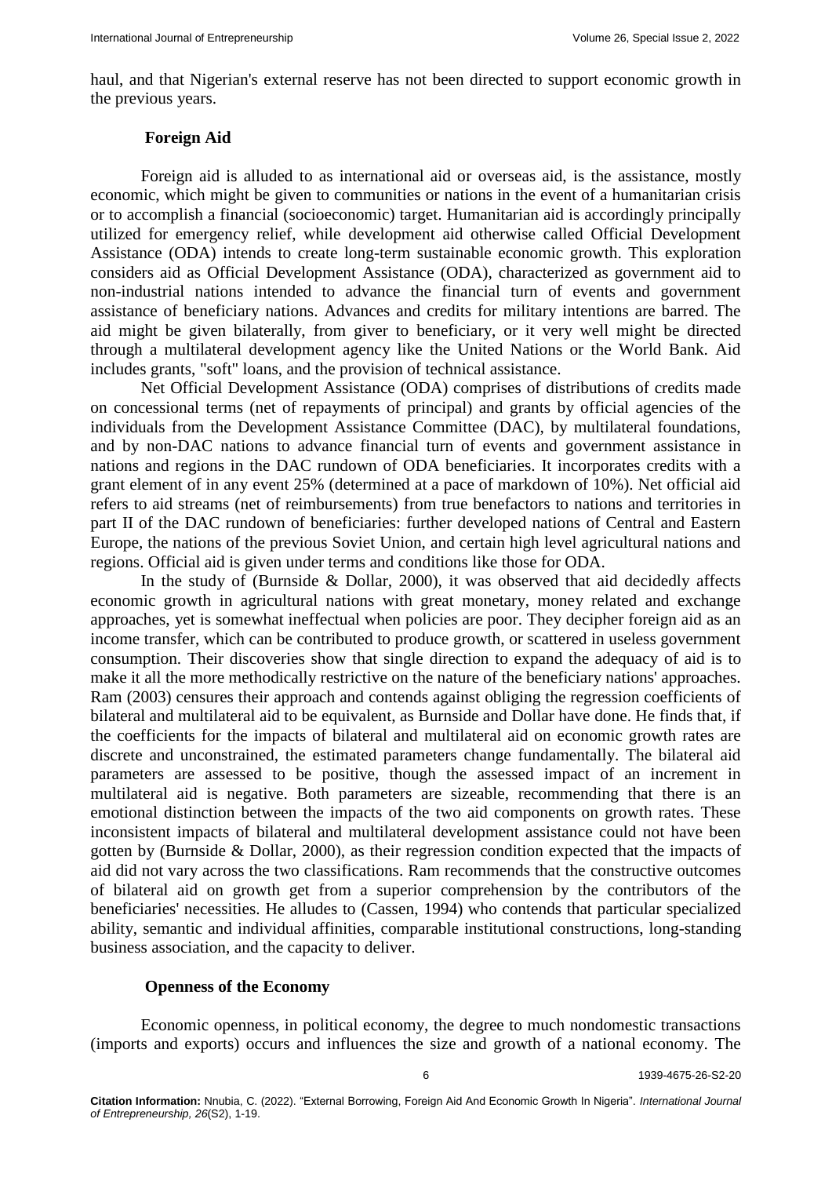haul, and that Nigerian's external reserve has not been directed to support economic growth in the previous years.

## Foreign Aid

Foreign aid is alluded to as international aid or overseas aid, is the assistance, mostly economic, which might be given to communities or nations in the event of a humanitarian crisis or to accomplish a financial (socioeconomic) target. Humanitarian aid is accordingly principally utilized for emergency relief, while development aid otherwise called Official Development Assistance (ODA) intends to create long-term sustainable economic growth. This exploration considers aid as Official Development Assistance (ODA), characterized as government aid to non-industrial nations intended to advance the financial turn of events and government assistance of beneficiary nations. Advances and credits for military intentions are barred. The aid might be given bilaterally, from giver to beneficiary, or it very well might be directed through a multilateral development agency like the United Nations or the World Bank. Aid includes grants, "soft" loans, and the provision of technical assistance.

Net Official Development Assistance (ODA) comprises of distributions of credits made on concessional terms (net of repayments of principal) and grants by official agencies of the individuals from the Development Assistance Committee (DAC), by multilateral foundations, and by non-DAC nations to advance financial turn of events and government assistance in nations and regions in the DAC rundown of ODA beneficiaries. It incorporates credits with a grant element of in any event 25% (determined at a pace of markdown of 10%). Net official aid refers to aid streams (net of reimbursements) from true benefactors to nations and territories in part II of the DAC rundown of beneficiaries: further developed nations of Central and Eastern Europe, the nations of the previous Soviet Union, and certain high level agricultural nations and regions. Official aid is given under terms and conditions like those for ODA.

In the study of (Burnside & Dollar, 2000), it was observed that aid decidedly affects economic growth in agricultural nations with great monetary, money related and exchange approaches, yet is somewhat ineffectual when policies are poor. They decipher foreign aid as an income transfer, which can be contributed to produce growth, or scattered in useless government consumption. Their discoveries show that single direction to expand the adequacy of aid is to make it all the more methodically restrictive on the nature of the beneficiary nations' approaches. Ram (2003) censures their approach and contends against obliging the regression coefficients of bilateral and multilateral aid to be equivalent, as Burnside and Dollar have done. He finds that, if the coefficients for the impacts of bilateral and multilateral aid on economic growth rates are discrete and unconstrained, the estimated parameters change fundamentally. The bilateral aid parameters are assessed to be positive, though the assessed impact of an increment in multilateral aid is negative. Both parameters are sizeable, recommending that there is an emotional distinction between the impacts of the two aid components on growth rates. These inconsistent impacts of bilateral and multilateral development assistance could not have been gotten by (Burnside & Dollar, 2000), as their regression condition expected that the impacts of aid did not vary across the two classifications. Ram recommends that the constructive outcomes of bilateral aid on growth get from a superior comprehension by the contributors of the beneficiaries' necessities. He alludes to (Cassen, 1994) who contends that particular specialized ability, semantic and individual affinities, comparable institutional constructions, long-standing business association, and the capacity to deliver.

## Openness of the Economy

Economic openness, in political economy, the degree to much nondomestic transactions (imports and exports) occurs and influences the size and growth of a national economy. The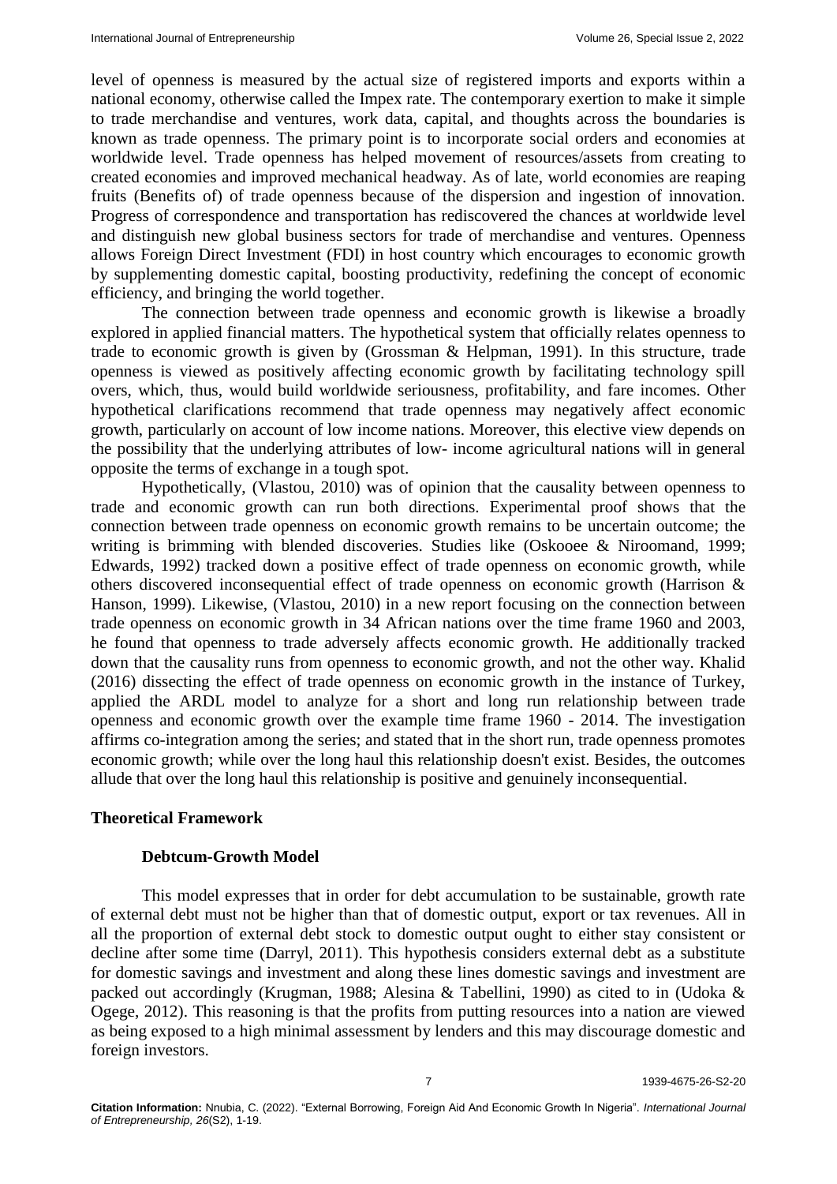level of openness is measured by the actual size of registered imports and exports within a national economy, otherwise called the Impex rate. The contemporary exertion to make it simple to trade merchandise and ventures, work data, capital, and thoughts across the boundaries is known as trade openness. The primary point is to incorporate social orders and economies at worldwide level. Trade openness has helped movement of resources/assets from creating to created economies and improved mechanical headway. As of late, world economies are reaping fruits (Benefits of) of trade openness because of the dispersion and ingestion of innovation. Progress of correspondence and transportation has rediscovered the chances at worldwide level and distinguish new global business sectors for trade of merchandise and ventures. Openness allows Foreign Direct Investment (FDI) in host country which encourages to economic growth by supplementing domestic capital, boosting productivity, redefining the concept of economic efficiency, and bringing the world together.

The connection between trade openness and economic growth is likewise a broadly explored in applied financial matters. The hypothetical system that officially relates openness to trade to economic growth is given by (Grossman & Helpman, 1991). In this structure, trade openness is viewed as positively affecting economic growth by facilitating technology spill overs, which, thus, would build worldwide seriousness, profitability, and fare incomes. Other hypothetical clarifications recommend that trade openness may negatively affect economic growth, particularly on account of low income nations. Moreover, this elective view depends on the possibility that the underlying attributes of low- income agricultural nations will in general opposite the terms of exchange in a tough spot.

Hypothetically, (Vlastou, 2010) was of opinion that the causality between openness to trade and economic growth can run both directions. Experimental proof shows that the connection between trade openness on economic growth remains to be uncertain outcome; the writing is brimming with blended discoveries. Studies like (Oskooee & Niroomand, 1999; Edwards, 1992) tracked down a positive effect of trade openness on economic growth, while others discovered inconsequential effect of trade openness on economic growth (Harrison & Hanson, 1999). Likewise, (Vlastou, 2010) in a new report focusing on the connection between trade openness on economic growth in 34 African nations over the time frame 1960 and 2003, he found that openness to trade adversely affects economic growth. He additionally tracked down that the causality runs from openness to economic growth, and not the other way. Khalid (2016) dissecting the effect of trade openness on economic growth in the instance of Turkey, applied the ARDL model to analyze for a short and long run relationship between trade openness and economic growth over the example time frame 1960 - 2014. The investigation affirms co-integration among the series; and stated that in the short run, trade openness promotes economic growth; while over the long haul this relationship doesn't exist. Besides, the outcomes allude that over the long haul this relationship is positive and genuinely inconsequential.

## Theoretical Framework

### Debtcum-Growth Model

This model expresses that in order for debt accumulation to be sustainable, growth rate of external debt must not be higher than that of domestic output, export or tax revenues. All in all the proportion of external debt stock to domestic output ought to either stay consistent or decline after some time (Darryl, 2011). This hypothesis considers external debt as a substitute for domestic savings and investment and along these lines domestic savings and investment are packed out accordingly (Krugman, 1988; Alesina & Tabellini, 1990) as cited to in (Udoka & Ogege, 2012). This reasoning is that the profits from putting resources into a nation are viewed as being exposed to a high minimal assessment by lenders and this may discourage domestic and foreign investors.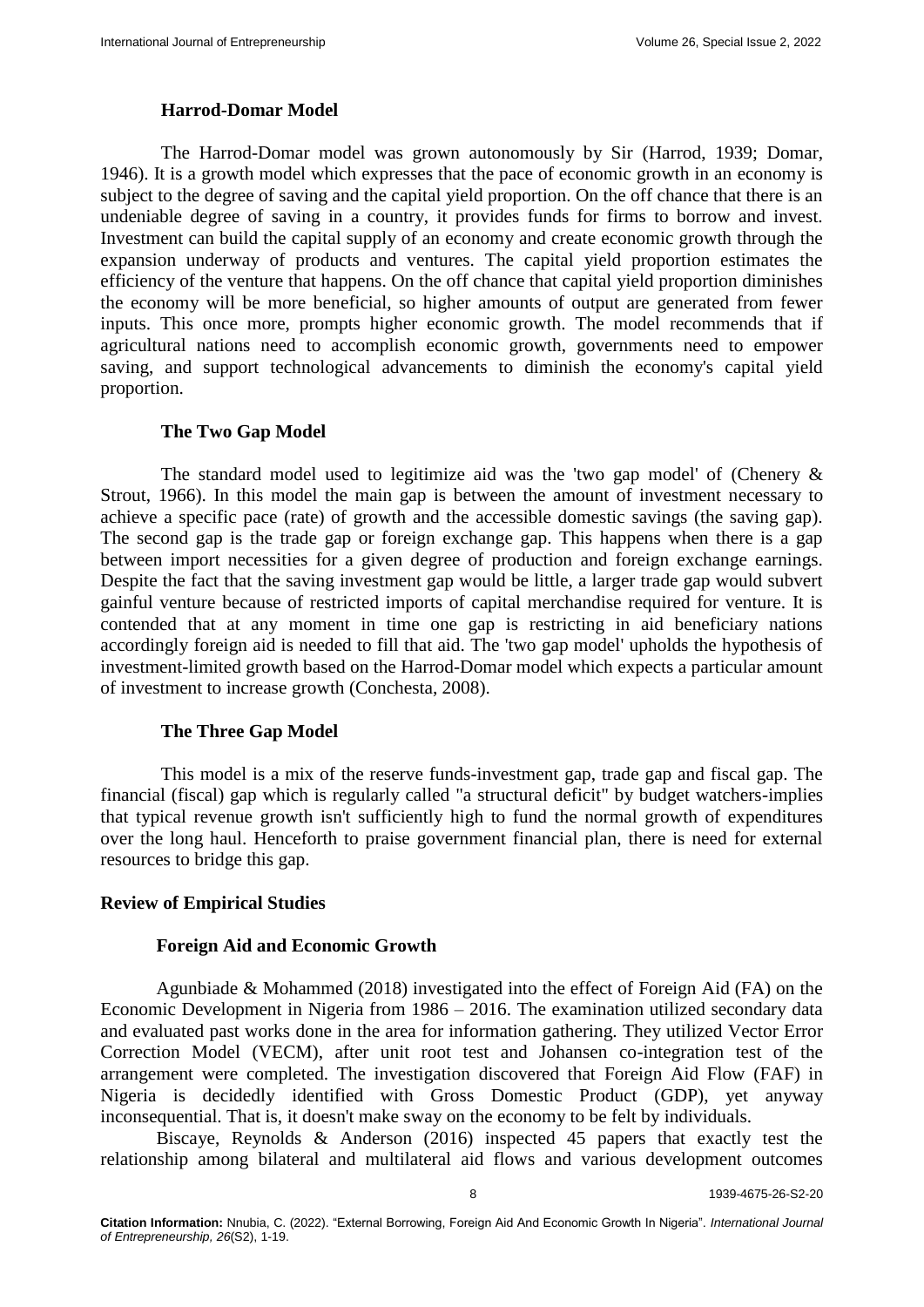### Harrod-Domar Model

The Harrod-Domar model was grown autonomously by Sir (Harrod, 1939; Domar, 1946). It is a growth model which expresses that the pace of economic growth in an economy is subject to the degree of saving and the capital yield proportion. On the off chance that there is an undeniable degree of saving in a country, it provides funds for firms to borrow and invest. Investment can build the capital supply of an economy and create economic growth through the expansion underway of products and ventures. The capital yield proportion estimates the efficiency of the venture that happens. On the off chance that capital yield proportion diminishes the economy will be more beneficial, so higher amounts of output are generated from fewer inputs. This once more, prompts higher economic growth. The model recommends that if agricultural nations need to accomplish economic growth, governments need to empower saving, and support technological advancements to diminish the economy's capital yield proportion.

### The Two Gap Model

The standard model used to legitimize aid was the 'two gap model' of (Chenery & Strout, 1966). In this model the main gap is between the amount of investment necessary to achieve a specific pace (rate) of growth and the accessible domestic savings (the saving gap). The second gap is the trade gap or foreign exchange gap. This happens when there is a gap between import necessities for a given degree of production and foreign exchange earnings. Despite the fact that the saving investment gap would be little, a larger trade gap would subvert gainful venture because of restricted imports of capital merchandise required for venture. It is contended that at any moment in time one gap is restricting in aid beneficiary nations accordingly foreign aid is needed to fill that aid. The 'two gap model' upholds the hypothesis of investment-limited growth based on the Harrod-Domar model which expects a particular amount of investment to increase growth (Conchesta, 2008).

### The Three Gap Model

This model is a mix of the reserve funds-investment gap, trade gap and fiscal gap. The financial (fiscal) gap which is regularly called "a structural deficit" by budget watchers-implies that typical revenue growth isn't sufficiently high to fund the normal growth of expenditures over the long haul. Henceforth to praise government financial plan, there is need for external resources to bridge this gap.

## Review of Empirical Studies

### Foreign Aid and Economic Growth

Agunbiade & Mohammed (2018) investigated into the effect of Foreign Aid (FA) on the Economic Development in Nigeria from 1986 – 2016. The examination utilized secondary data and evaluated past works done in the area for information gathering. They utilized Vector Error Correction Model (VECM), after unit root test and Johansen co-integration test of the arrangement were completed. The investigation discovered that Foreign Aid Flow (FAF) in Nigeria is decidedly identified with Gross Domestic Product (GDP), yet anyway inconsequential. That is, it doesn't make sway on the economy to be felt by individuals.

Biscaye, Reynolds & Anderson (2016) inspected 45 papers that exactly test the relationship among bilateral and multilateral aid flows and various development outcomes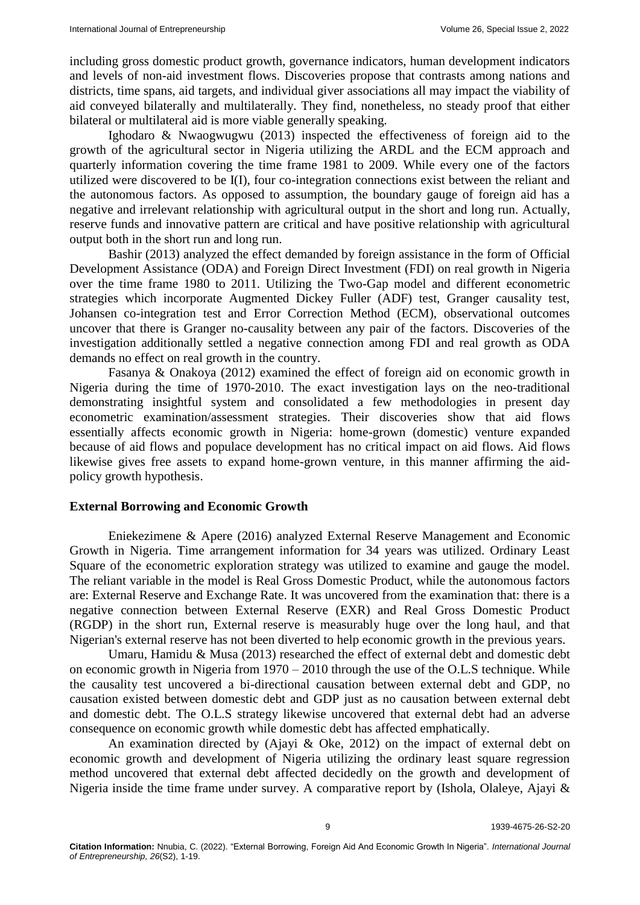including gross domestic product growth, governance indicators, human development indicators and levels of non-aid investment flows. Discoveries propose that contrasts among nations and districts, time spans, aid targets, and individual giver associations all may impact the viability of aid conveyed bilaterally and multilaterally. They find, nonetheless, no steady proof that either bilateral or multilateral aid is more viable generally speaking.

Ighodaro & Nwaogwugwu (2013) inspected the effectiveness of foreign aid to the growth of the agricultural sector in Nigeria utilizing the ARDL and the ECM approach and quarterly information covering the time frame 1981 to 2009. While every one of the factors utilized were discovered to be I(I), four co-integration connections exist between the reliant and the autonomous factors. As opposed to assumption, the boundary gauge of foreign aid has a negative and irrelevant relationship with agricultural output in the short and long run. Actually, reserve funds and innovative pattern are critical and have positive relationship with agricultural output both in the short run and long run.

Bashir (2013) analyzed the effect demanded by foreign assistance in the form of Official Development Assistance (ODA) and Foreign Direct Investment (FDI) on real growth in Nigeria over the time frame 1980 to 2011. Utilizing the Two-Gap model and different econometric strategies which incorporate Augmented Dickey Fuller (ADF) test, Granger causality test, Johansen co-integration test and Error Correction Method (ECM), observational outcomes uncover that there is Granger no-causality between any pair of the factors. Discoveries of the investigation additionally settled a negative connection among FDI and real growth as ODA demands no effect on real growth in the country.

Fasanya & Onakoya (2012) examined the effect of foreign aid on economic growth in Nigeria during the time of 1970-2010. The exact investigation lays on the neo-traditional demonstrating insightful system and consolidated a few methodologies in present day econometric examination/assessment strategies. Their discoveries show that aid flows essentially affects economic growth in Nigeria: home-grown (domestic) venture expanded because of aid flows and populace development has no critical impact on aid flows. Aid flows likewise gives free assets to expand home-grown venture, in this manner affirming the aid-policy growth hypothesis.

### External Borrowing and Economic Growth

Eniekezimene & Apere (2016) analyzed External Reserve Management and Economic Growth in Nigeria. Time arrangement information for 34 years was utilized. Ordinary Least Square of the econometric exploration strategy was utilized to examine and gauge the model. The reliant variable in the model is Real Gross Domestic Product, while the autonomous factors are: External Reserve and Exchange Rate. It was uncovered from the examination that: there is a negative connection between External Reserve (EXR) and Real Gross Domestic Product (RGDP) in the short run, External reserve is measurably huge over the long haul, and that Nigerian's external reserve has not been diverted to help economic growth in the previous years.

Umaru, Hamidu & Musa (2013) researched the effect of external debt and domestic debt on economic growth in Nigeria from 1970 – 2010 through the use of the O.L.S technique. While the causality test uncovered a bi-directional causation between external debt and GDP, no causation existed between domestic debt and GDP just as no causation between external debt and domestic debt. The O.L.S strategy likewise uncovered that external debt had an adverse consequence on economic growth while domestic debt has affected emphatically.

An examination directed by (Ajayi & Oke, 2012) on the impact of external debt on economic growth and development of Nigeria utilizing the ordinary least square regression method uncovered that external debt affected decidedly on the growth and development of Nigeria inside the time frame under survey. A comparative report by (Ishola, Olaleye, Ajayi &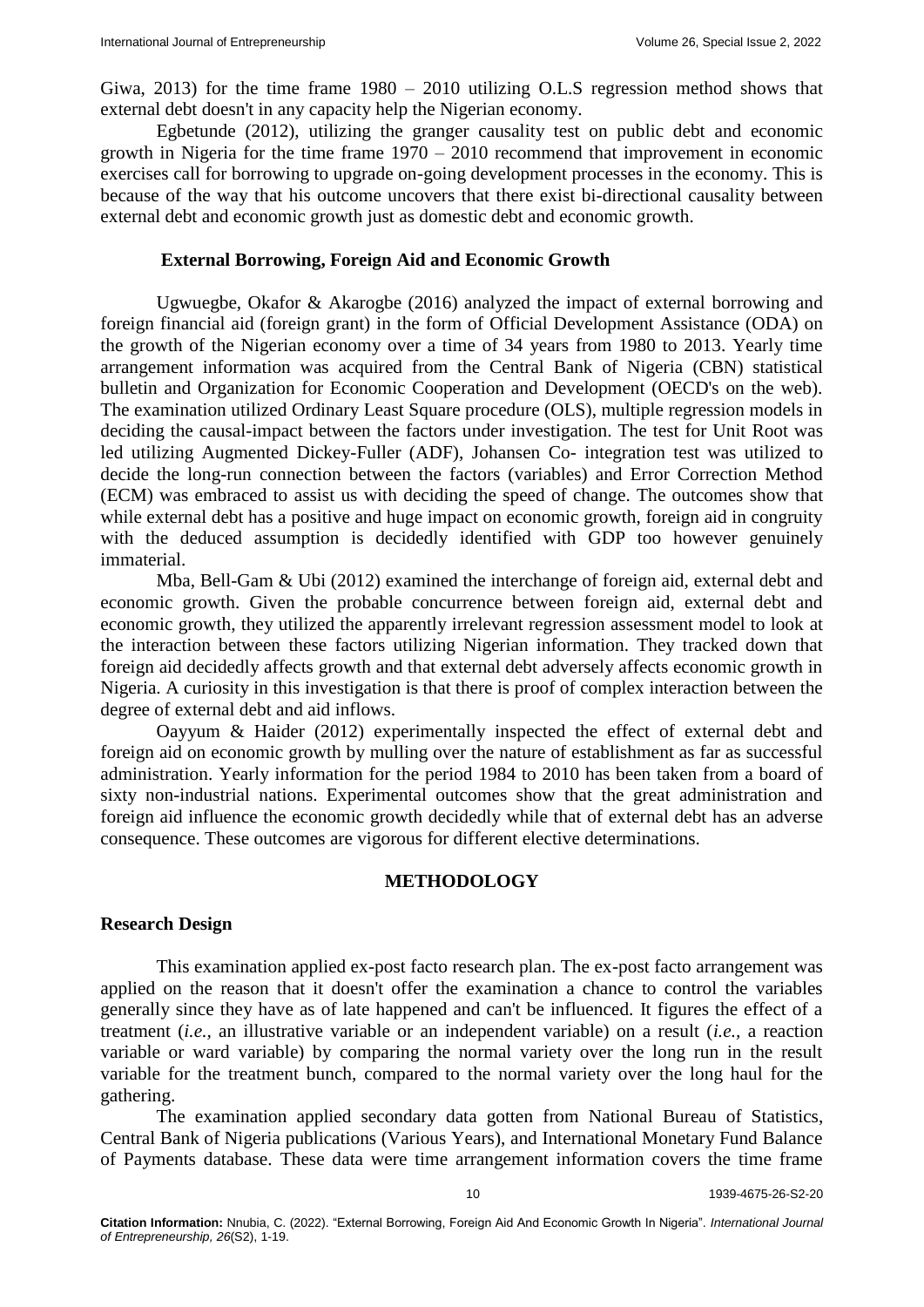Giwa, 2013) for the time frame 1980 – 2010 utilizing O.L.S regression method shows that external debt doesn't in any capacity help the Nigerian economy.

Egbetunde (2012), utilizing the granger causality test on public debt and economic growth in Nigeria for the time frame 1970 – 2010 recommend that improvement in economic exercises call for borrowing to upgrade on-going development processes in the economy. This is because of the way that his outcome uncovers that there exist bi-directional causality between external debt and economic growth just as domestic debt and economic growth.

### External Borrowing, Foreign Aid and Economic Growth

Ugwuegbe, Okafor & Akarogbe (2016) analyzed the impact of external borrowing and foreign financial aid (foreign grant) in the form of Official Development Assistance (ODA) on the growth of the Nigerian economy over a time of 34 years from 1980 to 2013. Yearly time arrangement information was acquired from the Central Bank of Nigeria (CBN) statistical bulletin and Organization for Economic Cooperation and Development (OECD's on the web). The examination utilized Ordinary Least Square procedure (OLS), multiple regression models in deciding the causal-impact between the factors under investigation. The test for Unit Root was led utilizing Augmented Dickey-Fuller (ADF), Johansen Co- integration test was utilized to decide the long-run connection between the factors (variables) and Error Correction Method (ECM) was embraced to assist us with deciding the speed of change. The outcomes show that while external debt has a positive and huge impact on economic growth, foreign aid in congruity with the deduced assumption is decidedly identified with GDP too however genuinely immaterial.

Mba, Bell-Gam & Ubi (2012) examined the interchange of foreign aid, external debt and economic growth. Given the probable concurrence between foreign aid, external debt and economic growth, they utilized the apparently irrelevant regression assessment model to look at the interaction between these factors utilizing Nigerian information. They tracked down that foreign aid decidedly affects growth and that external debt adversely affects economic growth in Nigeria. A curiosity in this investigation is that there is proof of complex interaction between the degree of external debt and aid inflows.

Oayyum & Haider (2012) experimentally inspected the effect of external debt and foreign aid on economic growth by mulling over the nature of establishment as far as successful administration. Yearly information for the period 1984 to 2010 has been taken from a board of sixty non-industrial nations. Experimental outcomes show that the great administration and foreign aid influence the economic growth decidedly while that of external debt has an adverse consequence. These outcomes are vigorous for different elective determinations.

## METHODOLOGY

### Research Design

This examination applied ex-post facto research plan. The ex-post facto arrangement was applied on the reason that it doesn't offer the examination a chance to control the variables generally since they have as of late happened and can't be influenced. It figures the effect of a treatment (*i.e.*, an illustrative variable or an independent variable) on a result (*i.e.*, a reaction variable or ward variable) by comparing the normal variety over the long run in the result variable for the treatment bunch, compared to the normal variety over the long haul for the gathering.

The examination applied secondary data gotten from National Bureau of Statistics, Central Bank of Nigeria publications (Various Years), and International Monetary Fund Balance of Payments database. These data were time arrangement information covers the time frame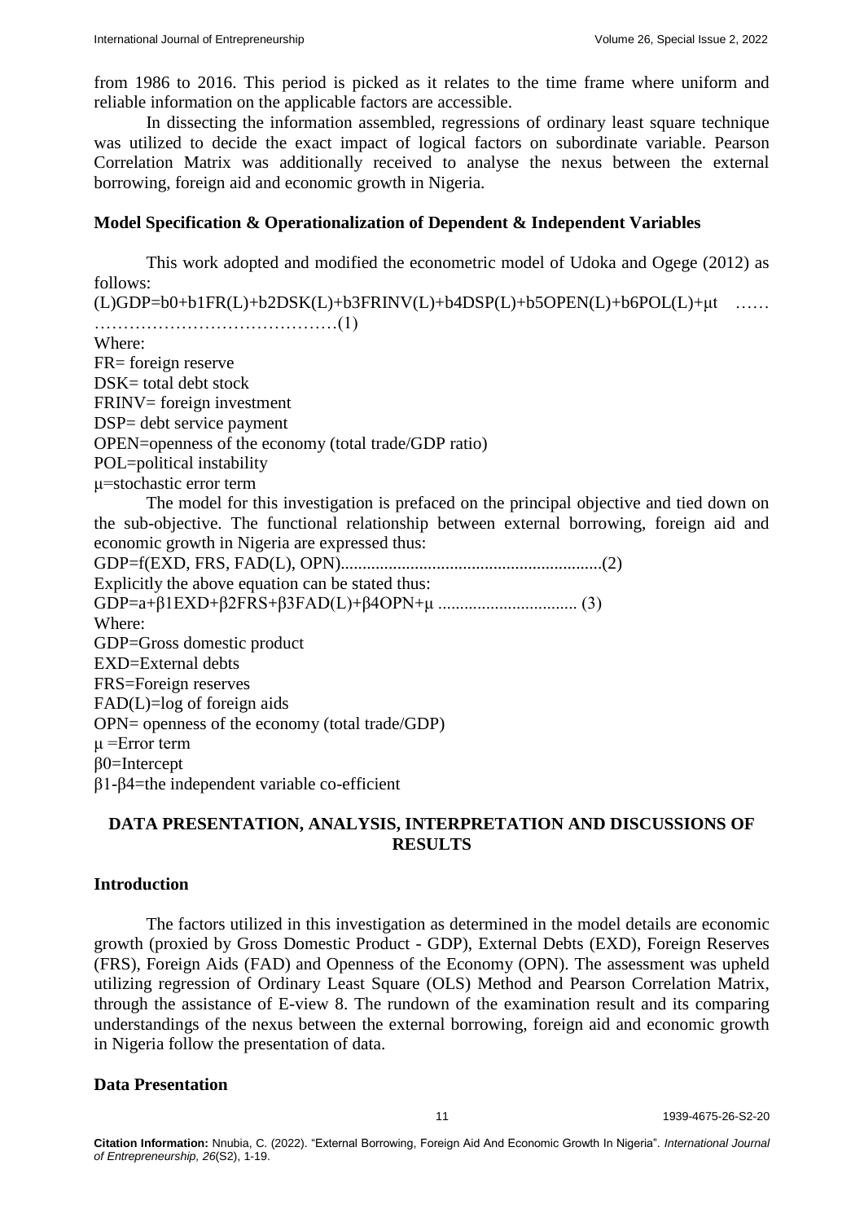from 1986 to 2016. This period is picked as it relates to the time frame where uniform and reliable information on the applicable factors are accessible.

In dissecting the information assembled, regressions of ordinary least square technique was utilized to decide the exact impact of logical factors on subordinate variable. Pearson Correlation Matrix was additionally received to analyse the nexus between the external borrowing, foreign aid and economic growth in Nigeria.

### Model Specification & Operationalization of Dependent & Independent Variables

This work adopted and modified the econometric model of Udoka and Ogege (2012) as follows:

$$(L)GDP=b0+b1FR(L)+b2DSK(L)+b3FRINV(L)+b4DSP(L)+b5OPEN(L)+b6POL(L)+\mu t \quad \ldots\ldots(1)$$

Where:

FR= foreign reserve

DSK= total debt stock

FRINV= foreign investment

DSP= debt service payment

OPEN=openness of the economy (total trade/GDP ratio)

POL=political instability

$\mu$=stochastic error term

The model for this investigation is prefaced on the principal objective and tied down on the sub-objective. The functional relationship between external borrowing, foreign aid and economic growth in Nigeria are expressed thus:

$$GDP=f(EXD, FRS, FAD(L), OPN)\ldots\ldots(2)$$

Explicitly the above equation can be stated thus:

$$GDP=a+\beta 1EXD+\beta 2FRS+\beta 3FAD(L)+\beta 4OPN+\mu \ldots\ldots (3)$$

Where:

GDP=Gross domestic product

EXD=External debts

FRS=Foreign reserves

FAD(L)=log of foreign aids

OPN= openness of the economy (total trade/GDP)

$\mu$ =Error term

$\beta 0$=Intercept

$\beta 1$-$\beta 4$=the independent variable co-efficient

## DATA PRESENTATION, ANALYSIS, INTERPRETATION AND DISCUSSIONS OF RESULTS

### Introduction

The factors utilized in this investigation as determined in the model details are economic growth (proxied by Gross Domestic Product - GDP), External Debts (EXD), Foreign Reserves (FRS), Foreign Aids (FAD) and Openness of the Economy (OPN). The assessment was upheld utilizing regression of Ordinary Least Square (OLS) Method and Pearson Correlation Matrix, through the assistance of E-view 8. The rundown of the examination result and its comparing understandings of the nexus between the external borrowing, foreign aid and economic growth in Nigeria follow the presentation of data.

### Data Presentation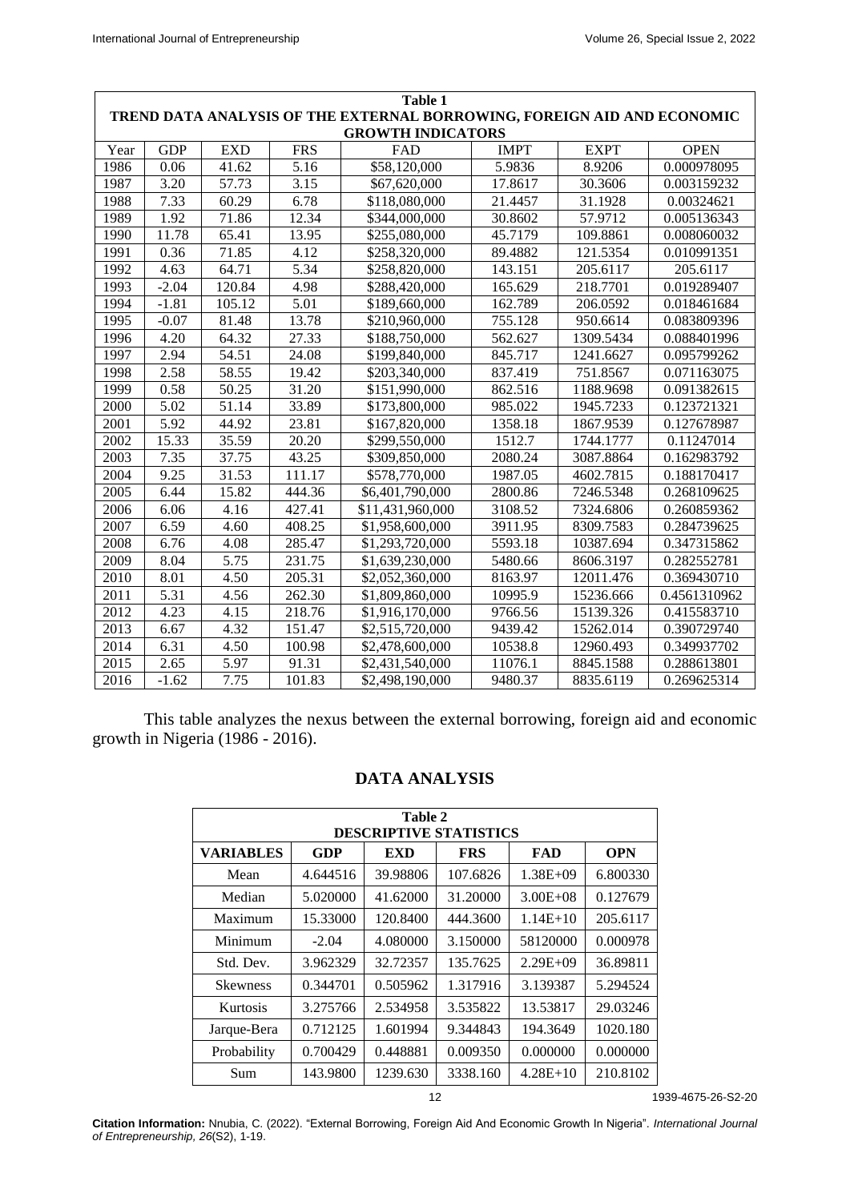| Table 1 TREND DATA ANALYSIS OF THE EXTERNAL BORROWING, FOREIGN AID AND ECONOMIC GROWTH INDICATORS | | | | | | | |
|---|---|---|---|---|---|---|---|
| Year | GDP | EXD | FRS | FAD | IMPT | EXPT | OPEN |
| 1986 | 0.06 | 41.62 | 5.16 | \$58,120,000 | 5.9836 | 8.9206 | 0.000978095 |
| 1987 | 3.20 | 57.73 | 3.15 | \$67,620,000 | 17.8617 | 30.3606 | 0.003159232 |
| 1988 | 7.33 | 60.29 | 6.78 | \$118,080,000 | 21.4457 | 31.1928 | 0.00324621 |
| 1989 | 1.92 | 71.86 | 12.34 | \$344,000,000 | 30.8602 | 57.9712 | 0.005136343 |
| 1990 | 11.78 | 65.41 | 13.95 | \$255,080,000 | 45.7179 | 109.8861 | 0.008060032 |
| 1991 | 0.36 | 71.85 | 4.12 | \$258,320,000 | 89.4882 | 121.5354 | 0.010991351 |
| 1992 | 4.63 | 64.71 | 5.34 | \$258,820,000 | 143.151 | 205.6117 | 205.6117 |
| 1993 | -2.04 | 120.84 | 4.98 | \$288,420,000 | 165.629 | 218.7701 | 0.019289407 |
| 1994 | -1.81 | 105.12 | 5.01 | \$189,660,000 | 162.789 | 206.0592 | 0.018461684 |
| 1995 | -0.07 | 81.48 | 13.78 | \$210,960,000 | 755.128 | 950.6614 | 0.083809396 |
| 1996 | 4.20 | 64.32 | 27.33 | \$188,750,000 | 562.627 | 1309.5434 | 0.088401996 |
| 1997 | 2.94 | 54.51 | 24.08 | \$199,840,000 | 845.717 | 1241.6627 | 0.095799262 |
| 1998 | 2.58 | 58.55 | 19.42 | \$203,340,000 | 837.419 | 751.8567 | 0.071163075 |
| 1999 | 0.58 | 50.25 | 31.20 | \$151,990,000 | 862.516 | 1188.9698 | 0.091382615 |
| 2000 | 5.02 | 51.14 | 33.89 | \$173,800,000 | 985.022 | 1945.7233 | 0.123721321 |
| 2001 | 5.92 | 44.92 | 23.81 | \$167,820,000 | 1358.18 | 1867.9539 | 0.127678987 |
| 2002 | 15.33 | 35.59 | 20.20 | \$299,550,000 | 1512.7 | 1744.1777 | 0.11247014 |
| 2003 | 7.35 | 37.75 | 43.25 | \$309,850,000 | 2080.24 | 3087.8864 | 0.162983792 |
| 2004 | 9.25 | 31.53 | 111.17 | \$578,770,000 | 1987.05 | 4602.7815 | 0.188170417 |
| 2005 | 6.44 | 15.82 | 444.36 | \$6,401,790,000 | 2800.86 | 7246.5348 | 0.268109625 |
| 2006 | 6.06 | 4.16 | 427.41 | \$11,431,960,000 | 3108.52 | 7324.6806 | 0.260859362 |
| 2007 | 6.59 | 4.60 | 408.25 | \$1,958,600,000 | 3911.95 | 8309.7583 | 0.284739625 |
| 2008 | 6.76 | 4.08 | 285.47 | \$1,293,720,000 | 5593.18 | 10387.694 | 0.347315862 |
| 2009 | 8.04 | 5.75 | 231.75 | \$1,639,230,000 | 5480.66 | 8606.3197 | 0.282552781 |
| 2010 | 8.01 | 4.50 | 205.31 | \$2,052,360,000 | 8163.97 | 12011.476 | 0.369430710 |
| 2011 | 5.31 | 4.56 | 262.30 | \$1,809,860,000 | 10995.9 | 15236.666 | 0.4561310962 |
| 2012 | 4.23 | 4.15 | 218.76 | \$1,916,170,000 | 9766.56 | 15139.326 | 0.415583710 |
| 2013 | 6.67 | 4.32 | 151.47 | \$2,515,720,000 | 9439.42 | 15262.014 | 0.390729740 |
| 2014 | 6.31 | 4.50 | 100.98 | \$2,478,600,000 | 10538.8 | 12960.493 | 0.349937702 |
| 2015 | 2.65 | 5.97 | 91.31 | \$2,431,540,000 | 11076.1 | 8845.1588 | 0.288613801 |
| 2016 | -1.62 | 7.75 | 101.83 | \$2,498,190,000 | 9480.37 | 8835.6119 | 0.269625314 |

This table analyzes the nexus between the external borrowing, foreign aid and economic growth in Nigeria (1986 - 2016).

## DATA ANALYSIS

| Table 2 DESCRIPTIVE STATISTICS | | | | | |
|---|---|---|---|---|---|
| **VARIABLES** | **GDP** | **EXD** | **FRS** | **FAD** | **OPN** |
| Mean | 4.644516 | 39.98806 | 107.6826 | 1.38E+09 | 6.800330 |
| Median | 5.020000 | 41.62000 | 31.20000 | 3.00E+08 | 0.127679 |
| Maximum | 15.33000 | 120.8400 | 444.3600 | 1.14E+10 | 205.6117 |
| Minimum | -2.04 | 4.080000 | 3.150000 | 58120000 | 0.000978 |
| Std. Dev. | 3.962329 | 32.72357 | 135.7625 | 2.29E+09 | 36.89811 |
| Skewness | 0.344701 | 0.505962 | 1.317916 | 3.139387 | 5.294524 |
| Kurtosis | 3.275766 | 2.534958 | 3.535822 | 13.53817 | 29.03246 |
| Jarque-Bera | 0.712125 | 1.601994 | 9.344843 | 194.3649 | 1020.180 |
| Probability | 0.700429 | 0.448881 | 0.009350 | 0.000000 | 0.000000 |
| Sum | 143.9800 | 1239.630 | 3338.160 | 4.28E+10 | 210.8102 |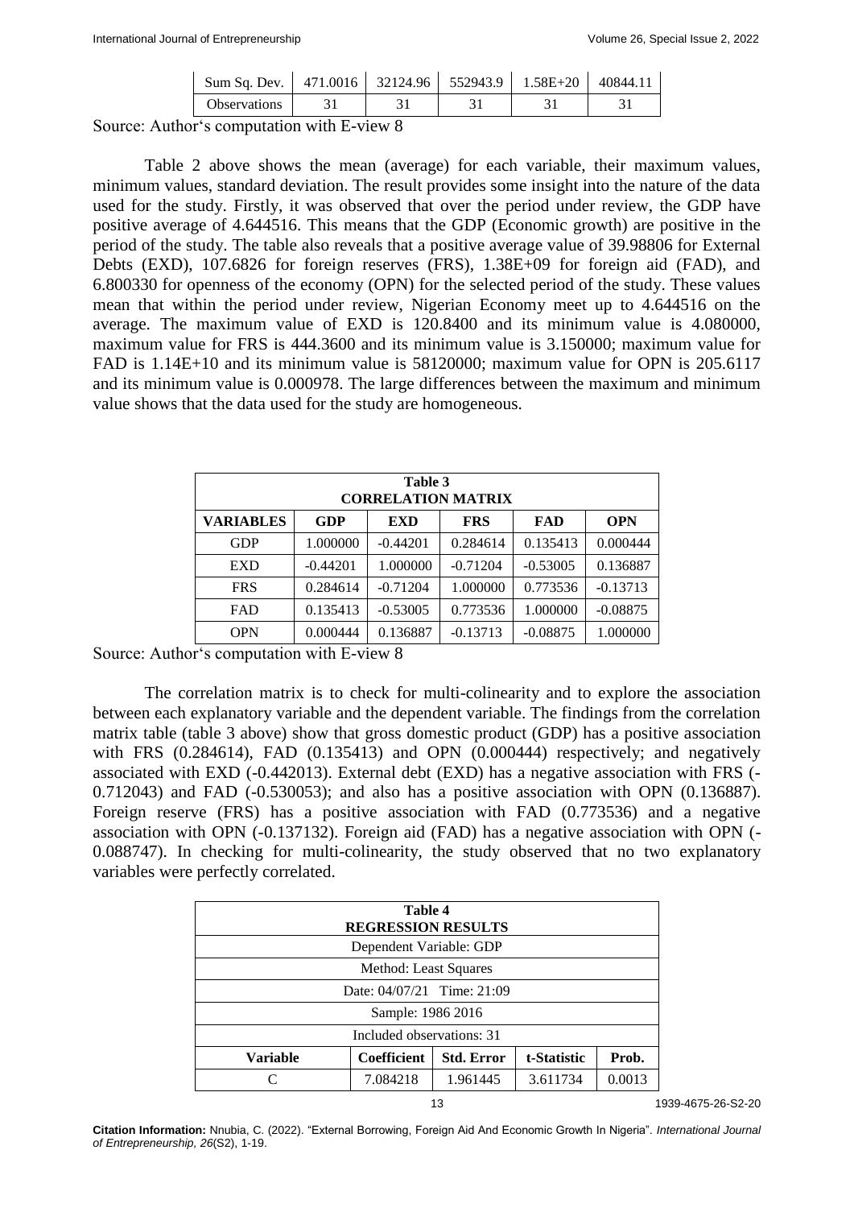| Sum Sq. Dev. | 471.0016 | 32124.96 | 552943.9 | 1.58E+20 | 40844.11 |
|---|---|---|---|---|---|
| Observations | 31 | 31 | 31 | 31 | 31 |

Source: Author's computation with E-view 8

Table 2 above shows the mean (average) for each variable, their maximum values, minimum values, standard deviation. The result provides some insight into the nature of the data used for the study. Firstly, it was observed that over the period under review, the GDP have positive average of 4.644516. This means that the GDP (Economic growth) are positive in the period of the study. The table also reveals that a positive average value of 39.98806 for External Debts (EXD), 107.6826 for foreign reserves (FRS), 1.38E+09 for foreign aid (FAD), and 6.800330 for openness of the economy (OPN) for the selected period of the study. These values mean that within the period under review, Nigerian Economy meet up to 4.644516 on the average. The maximum value of EXD is 120.8400 and its minimum value is 4.080000, maximum value for FRS is 444.3600 and its minimum value is 3.150000; maximum value for FAD is 1.14E+10 and its minimum value is 58120000; maximum value for OPN is 205.6117 and its minimum value is 0.000978. The large differences between the maximum and minimum value shows that the data used for the study are homogeneous.

**Table 3**
**CORRELATION MATRIX**

| VARIABLES | GDP | EXD | FRS | FAD | OPN |
|---|---|---|---|---|---|
| GDP | 1.000000 | -0.44201 | 0.284614 | 0.135413 | 0.000444 |
| EXD | -0.44201 | 1.000000 | -0.71204 | -0.53005 | 0.136887 |
| FRS | 0.284614 | -0.71204 | 1.000000 | 0.773536 | -0.13713 |
| FAD | 0.135413 | -0.53005 | 0.773536 | 1.000000 | -0.08875 |
| OPN | 0.000444 | 0.136887 | -0.13713 | -0.08875 | 1.000000 |

Source: Author's computation with E-view 8

The correlation matrix is to check for multi-colinearity and to explore the association between each explanatory variable and the dependent variable. The findings from the correlation matrix table (table 3 above) show that gross domestic product (GDP) has a positive association with FRS (0.284614), FAD (0.135413) and OPN (0.000444) respectively; and negatively associated with EXD (-0.442013). External debt (EXD) has a negative association with FRS (-0.712043) and FAD (-0.530053); and also has a positive association with OPN (0.136887). Foreign reserve (FRS) has a positive association with FAD (0.773536) and a negative association with OPN (-0.137132). Foreign aid (FAD) has a negative association with OPN (-0.088747). In checking for multi-colinearity, the study observed that no two explanatory variables were perfectly correlated.

**Table 4**
**REGRESSION RESULTS**

Dependent Variable: GDP
Method: Least Squares
Date: 04/07/21 Time: 21:09
Sample: 1986 2016
Included observations: 31

| Variable | Coefficient | Std. Error | t-Statistic | Prob. |
|---|---|---|---|---|
| C | 7.084218 | 1.961445 | 3.611734 | 0.0013 |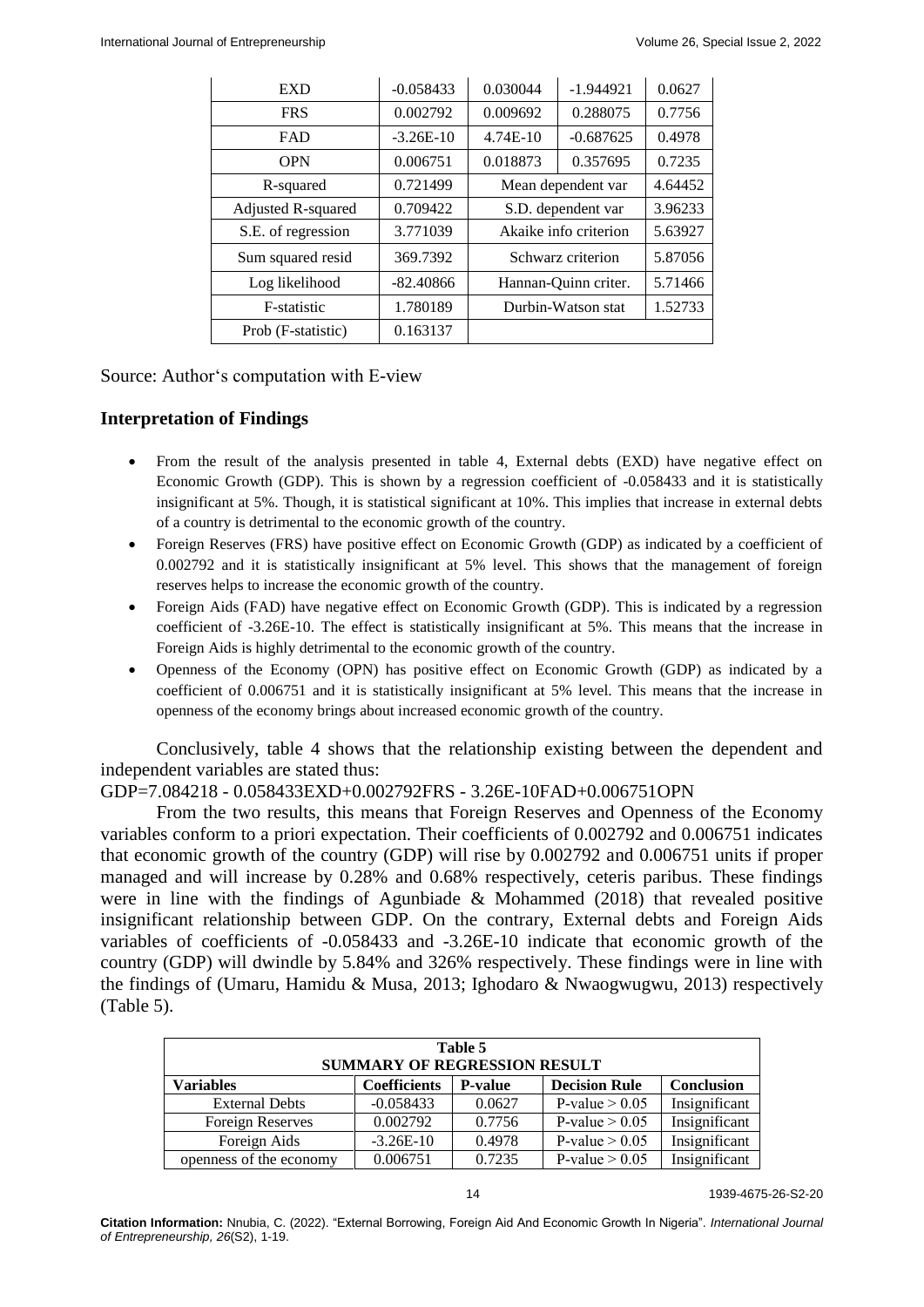| EXD | -0.058433 | 0.030044 | -1.944921 | 0.0627 |
|---|---|---|---|---|
| FRS | 0.002792 | 0.009692 | 0.288075 | 0.7756 |
| FAD | -3.26E-10 | 4.74E-10 | -0.687625 | 0.4978 |
| OPN | 0.006751 | 0.018873 | 0.357695 | 0.7235 |
| R-squared | 0.721499 | Mean dependent var | | 4.64452 |
| Adjusted R-squared | 0.709422 | S.D. dependent var | | 3.96233 |
| S.E. of regression | 3.771039 | Akaike info criterion | | 5.63927 |
| Sum squared resid | 369.7392 | Schwarz criterion | | 5.87056 |
| Log likelihood | -82.40866 | Hannan-Quinn criter. | | 5.71466 |
| F-statistic | 1.780189 | Durbin-Watson stat | | 1.52733 |
| Prob (F-statistic) | 0.163137 | | | |

Source: Author's computation with E-view

## Interpretation of Findings

- From the result of the analysis presented in table 4, External debts (EXD) have negative effect on Economic Growth (GDP). This is shown by a regression coefficient of -0.058433 and it is statistically insignificant at 5%. Though, it is statistical significant at 10%. This implies that increase in external debts of a country is detrimental to the economic growth of the country.
- Foreign Reserves (FRS) have positive effect on Economic Growth (GDP) as indicated by a coefficient of 0.002792 and it is statistically insignificant at 5% level. This shows that the management of foreign reserves helps to increase the economic growth of the country.
- Foreign Aids (FAD) have negative effect on Economic Growth (GDP). This is indicated by a regression coefficient of -3.26E-10. The effect is statistically insignificant at 5%. This means that the increase in Foreign Aids is highly detrimental to the economic growth of the country.
- Openness of the Economy (OPN) has positive effect on Economic Growth (GDP) as indicated by a coefficient of 0.006751 and it is statistically insignificant at 5% level. This means that the increase in openness of the economy brings about increased economic growth of the country.

Conclusively, table 4 shows that the relationship existing between the dependent and independent variables are stated thus:

$$GDP=7.084218 - 0.058433EXD+0.002792FRS - 3.26E\text{-}10FAD+0.006751OPN$$

From the two results, this means that Foreign Reserves and Openness of the Economy variables conform to a priori expectation. Their coefficients of 0.002792 and 0.006751 indicates that economic growth of the country (GDP) will rise by 0.002792 and 0.006751 units if proper managed and will increase by 0.28% and 0.68% respectively, ceteris paribus. These findings were in line with the findings of Agunbiade & Mohammed (2018) that revealed positive insignificant relationship between GDP. On the contrary, External debts and Foreign Aids variables of coefficients of -0.058433 and -3.26E-10 indicate that economic growth of the country (GDP) will dwindle by 5.84% and 326% respectively. These findings were in line with the findings of (Umaru, Hamidu & Musa, 2013; Ighodaro & Nwaogwugwu, 2013) respectively (Table 5).

**Table 5**
**SUMMARY OF REGRESSION RESULT**

| Variables | Coefficients | P-value | Decision Rule | Conclusion |
|---|---|---|---|---|
| External Debts | -0.058433 | 0.0627 | P-value > 0.05 | Insignificant |
| Foreign Reserves | 0.002792 | 0.7756 | P-value > 0.05 | Insignificant |
| Foreign Aids | -3.26E-10 | 0.4978 | P-value > 0.05 | Insignificant |
| openness of the economy | 0.006751 | 0.7235 | P-value > 0.05 | Insignificant |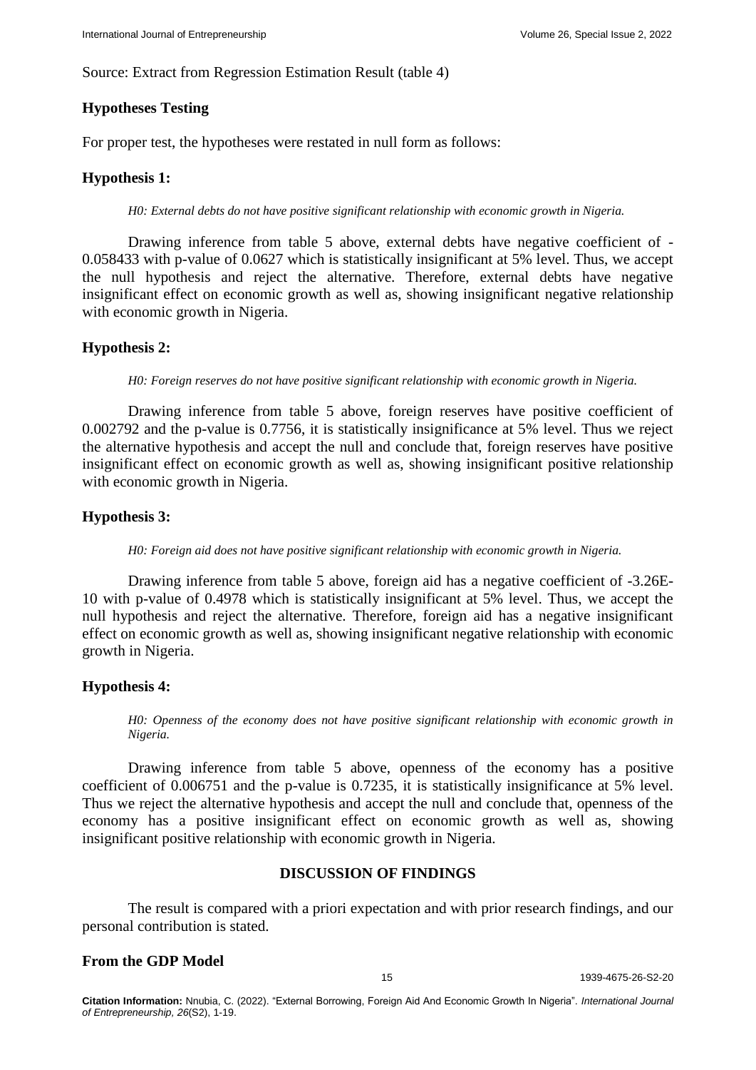Source: Extract from Regression Estimation Result (table 4)

## Hypotheses Testing

For proper test, the hypotheses were restated in null form as follows:

### Hypothesis 1:

*H0: External debts do not have positive significant relationship with economic growth in Nigeria.*

Drawing inference from table 5 above, external debts have negative coefficient of -0.058433 with p-value of 0.0627 which is statistically insignificant at 5% level. Thus, we accept the null hypothesis and reject the alternative. Therefore, external debts have negative insignificant effect on economic growth as well as, showing insignificant negative relationship with economic growth in Nigeria.

### Hypothesis 2:

*H0: Foreign reserves do not have positive significant relationship with economic growth in Nigeria.*

Drawing inference from table 5 above, foreign reserves have positive coefficient of 0.002792 and the p-value is 0.7756, it is statistically insignificance at 5% level. Thus we reject the alternative hypothesis and accept the null and conclude that, foreign reserves have positive insignificant effect on economic growth as well as, showing insignificant positive relationship with economic growth in Nigeria.

### Hypothesis 3:

*H0: Foreign aid does not have positive significant relationship with economic growth in Nigeria.*

Drawing inference from table 5 above, foreign aid has a negative coefficient of -3.26E-10 with p-value of 0.4978 which is statistically insignificant at 5% level. Thus, we accept the null hypothesis and reject the alternative. Therefore, foreign aid has a negative insignificant effect on economic growth as well as, showing insignificant negative relationship with economic growth in Nigeria.

### Hypothesis 4:

*H0: Openness of the economy does not have positive significant relationship with economic growth in Nigeria.*

Drawing inference from table 5 above, openness of the economy has a positive coefficient of 0.006751 and the p-value is 0.7235, it is statistically insignificance at 5% level. Thus we reject the alternative hypothesis and accept the null and conclude that, openness of the economy has a positive insignificant effect on economic growth as well as, showing insignificant positive relationship with economic growth in Nigeria.

## DISCUSSION OF FINDINGS

The result is compared with a priori expectation and with prior research findings, and our personal contribution is stated.

### From the GDP Model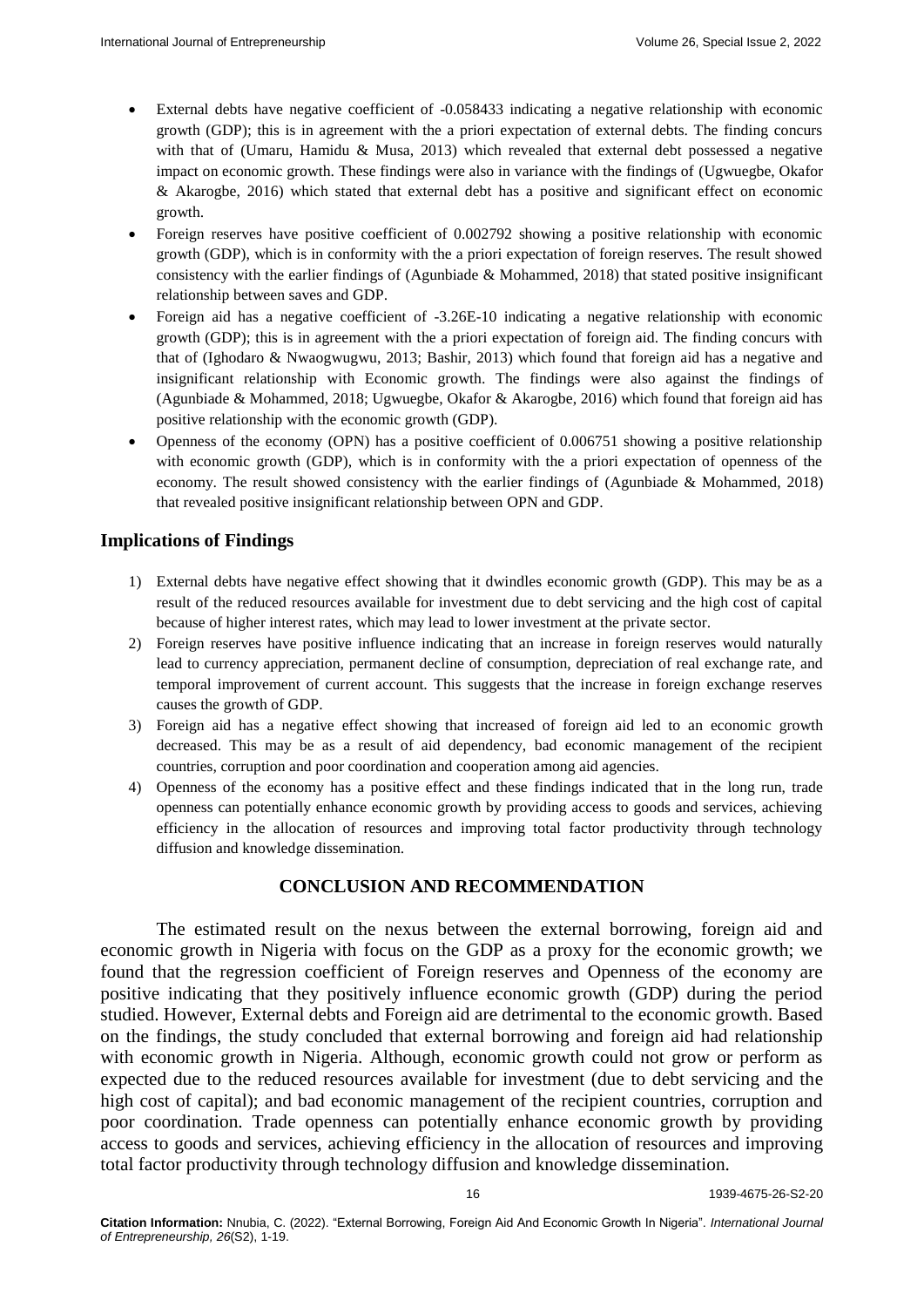- External debts have negative coefficient of -0.058433 indicating a negative relationship with economic growth (GDP); this is in agreement with the a priori expectation of external debts. The finding concurs with that of (Umaru, Hamidu & Musa, 2013) which revealed that external debt possessed a negative impact on economic growth. These findings were also in variance with the findings of (Ugwuegbe, Okafor & Akarogbe, 2016) which stated that external debt has a positive and significant effect on economic growth.
- Foreign reserves have positive coefficient of 0.002792 showing a positive relationship with economic growth (GDP), which is in conformity with the a priori expectation of foreign reserves. The result showed consistency with the earlier findings of (Agunbiade & Mohammed, 2018) that stated positive insignificant relationship between saves and GDP.
- Foreign aid has a negative coefficient of -3.26E-10 indicating a negative relationship with economic growth (GDP); this is in agreement with the a priori expectation of foreign aid. The finding concurs with that of (Ighodaro & Nwaogwugwu, 2013; Bashir, 2013) which found that foreign aid has a negative and insignificant relationship with Economic growth. The findings were also against the findings of (Agunbiade & Mohammed, 2018; Ugwuegbe, Okafor & Akarogbe, 2016) which found that foreign aid has positive relationship with the economic growth (GDP).
- Openness of the economy (OPN) has a positive coefficient of 0.006751 showing a positive relationship with economic growth (GDP), which is in conformity with the a priori expectation of openness of the economy. The result showed consistency with the earlier findings of (Agunbiade & Mohammed, 2018) that revealed positive insignificant relationship between OPN and GDP.

## Implications of Findings

1) External debts have negative effect showing that it dwindles economic growth (GDP). This may be as a result of the reduced resources available for investment due to debt servicing and the high cost of capital because of higher interest rates, which may lead to lower investment at the private sector.
2) Foreign reserves have positive influence indicating that an increase in foreign reserves would naturally lead to currency appreciation, permanent decline of consumption, depreciation of real exchange rate, and temporal improvement of current account. This suggests that the increase in foreign exchange reserves causes the growth of GDP.
3) Foreign aid has a negative effect showing that increased of foreign aid led to an economic growth decreased. This may be as a result of aid dependency, bad economic management of the recipient countries, corruption and poor coordination and cooperation among aid agencies.
4) Openness of the economy has a positive effect and these findings indicated that in the long run, trade openness can potentially enhance economic growth by providing access to goods and services, achieving efficiency in the allocation of resources and improving total factor productivity through technology diffusion and knowledge dissemination.

## CONCLUSION AND RECOMMENDATION

The estimated result on the nexus between the external borrowing, foreign aid and economic growth in Nigeria with focus on the GDP as a proxy for the economic growth; we found that the regression coefficient of Foreign reserves and Openness of the economy are positive indicating that they positively influence economic growth (GDP) during the period studied. However, External debts and Foreign aid are detrimental to the economic growth. Based on the findings, the study concluded that external borrowing and foreign aid had relationship with economic growth in Nigeria. Although, economic growth could not grow or perform as expected due to the reduced resources available for investment (due to debt servicing and the high cost of capital); and bad economic management of the recipient countries, corruption and poor coordination. Trade openness can potentially enhance economic growth by providing access to goods and services, achieving efficiency in the allocation of resources and improving total factor productivity through technology diffusion and knowledge dissemination.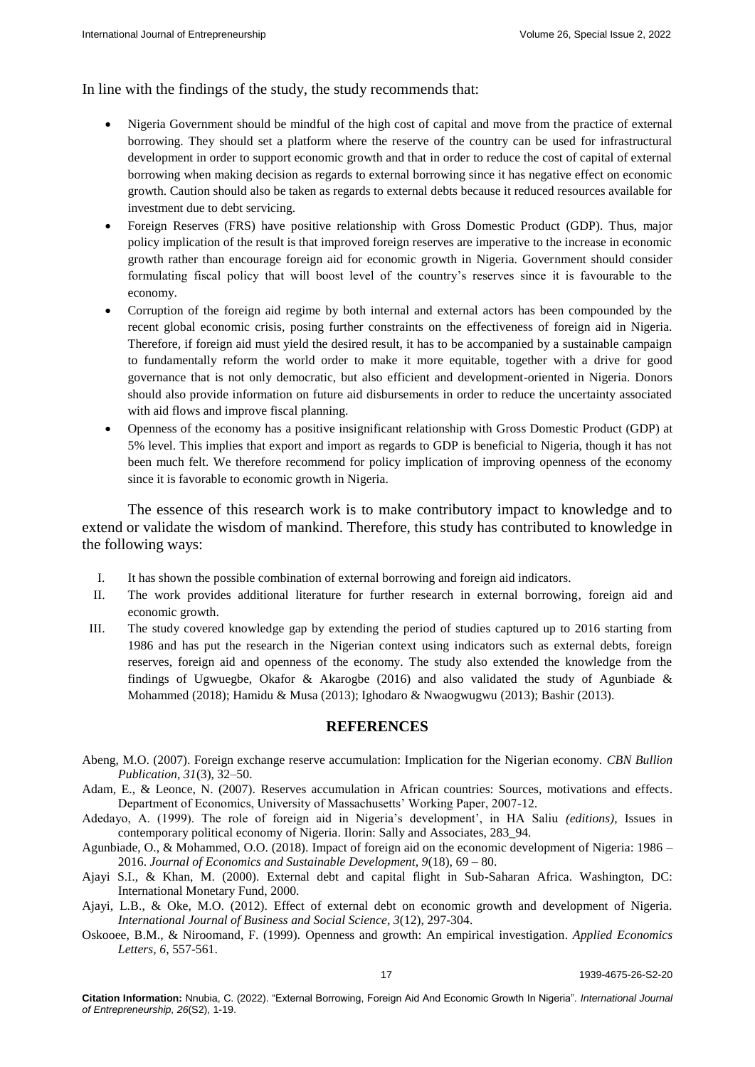In line with the findings of the study, the study recommends that:

- Nigeria Government should be mindful of the high cost of capital and move from the practice of external borrowing. They should set a platform where the reserve of the country can be used for infrastructural development in order to support economic growth and that in order to reduce the cost of capital of external borrowing when making decision as regards to external borrowing since it has negative effect on economic growth. Caution should also be taken as regards to external debts because it reduced resources available for investment due to debt servicing.
- Foreign Reserves (FRS) have positive relationship with Gross Domestic Product (GDP). Thus, major policy implication of the result is that improved foreign reserves are imperative to the increase in economic growth rather than encourage foreign aid for economic growth in Nigeria. Government should consider formulating fiscal policy that will boost level of the country's reserves since it is favourable to the economy.
- Corruption of the foreign aid regime by both internal and external actors has been compounded by the recent global economic crisis, posing further constraints on the effectiveness of foreign aid in Nigeria. Therefore, if foreign aid must yield the desired result, it has to be accompanied by a sustainable campaign to fundamentally reform the world order to make it more equitable, together with a drive for good governance that is not only democratic, but also efficient and development-oriented in Nigeria. Donors should also provide information on future aid disbursements in order to reduce the uncertainty associated with aid flows and improve fiscal planning.
- Openness of the economy has a positive insignificant relationship with Gross Domestic Product (GDP) at 5% level. This implies that export and import as regards to GDP is beneficial to Nigeria, though it has not been much felt. We therefore recommend for policy implication of improving openness of the economy since it is favorable to economic growth in Nigeria.

The essence of this research work is to make contributory impact to knowledge and to extend or validate the wisdom of mankind. Therefore, this study has contributed to knowledge in the following ways:

I. It has shown the possible combination of external borrowing and foreign aid indicators.
II. The work provides additional literature for further research in external borrowing, foreign aid and economic growth.
III. The study covered knowledge gap by extending the period of studies captured up to 2016 starting from 1986 and has put the research in the Nigerian context using indicators such as external debts, foreign reserves, foreign aid and openness of the economy. The study also extended the knowledge from the findings of Ugwuegbe, Okafor & Akarogbe (2016) and also validated the study of Agunbiade & Mohammed (2018); Hamidu & Musa (2013); Ighodaro & Nwaogwugwu (2013); Bashir (2013).

## REFERENCES

Abeng, M.O. (2007). Foreign exchange reserve accumulation: Implication for the Nigerian economy. *CBN Bullion Publication*, *31*(3), 32–50.

Adam, E., & Leonce, N. (2007). Reserves accumulation in African countries: Sources, motivations and effects. Department of Economics, University of Massachusetts' Working Paper, 2007-12.

Adedayo, A. (1999). The role of foreign aid in Nigeria's development', in HA Saliu *(editions)*, Issues in contemporary political economy of Nigeria. Ilorin: Sally and Associates, 283_94.

Agunbiade, O., & Mohammed, O.O. (2018). Impact of foreign aid on the economic development of Nigeria: 1986 – 2016. *Journal of Economics and Sustainable Development*, *9*(18), 69 – 80.

Ajayi S.I., & Khan, M. (2000). External debt and capital flight in Sub-Saharan Africa. Washington, DC: International Monetary Fund, 2000.

Ajayi, L.B., & Oke, M.O. (2012). Effect of external debt on economic growth and development of Nigeria. *International Journal of Business and Social Science*, *3*(12), 297-304.

Oskooee, B.M., & Niroomand, F. (1999). Openness and growth: An empirical investigation. *Applied Economics Letters*, *6*, 557-561.

**Citation Information:** Nnubia, C. (2022). "External Borrowing, Foreign Aid And Economic Growth In Nigeria". *International Journal of Entrepreneurship, 26*(S2), 1-19.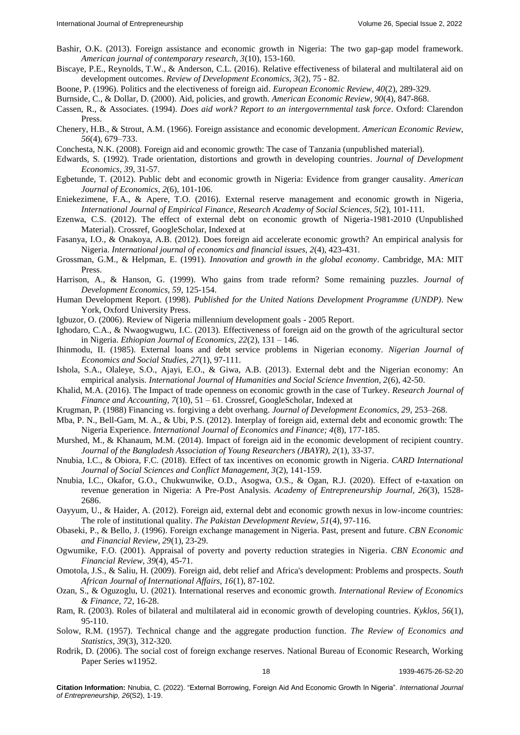Bashir, O.K. (2013). Foreign assistance and economic growth in Nigeria: The two gap-gap model framework. *American journal of contemporary research, 3*(10), 153-160.

Biscaye, P.E., Reynolds, T.W., & Anderson, C.L. (2016). Relative effectiveness of bilateral and multilateral aid on development outcomes. *Review of Development Economics, 3*(2), 75 - 82.

Boone, P. (1996). Politics and the electiveness of foreign aid. *European Economic Review, 40*(2), 289-329.

Burnside, C., & Dollar, D. (2000). Aid, policies, and growth. *American Economic Review, 90*(4), 847-868.

Cassen, R., & Associates. (1994). *Does aid work? Report to an intergovernmental task force*. Oxford: Clarendon Press.

Chenery, H.B., & Strout, A.M. (1966). Foreign assistance and economic development. *American Economic Review, 56*(4), 679–733.

Conchesta, N.K. (2008). Foreign aid and economic growth: The case of Tanzania (unpublished material).

Edwards, S. (1992). Trade orientation, distortions and growth in developing countries. *Journal of Development Economics, 39*, 31-57.

Egbetunde, T. (2012). Public debt and economic growth in Nigeria: Evidence from granger causality. *American Journal of Economics, 2*(6), 101-106.

Eniekezimene, F.A., & Apere, T.O. (2016). External reserve management and economic growth in Nigeria, *International Journal of Empirical Finance, Research Academy of Social Sciences, 5*(2), 101-111.

Ezenwa, C.S. (2012). The effect of external debt on economic growth of Nigeria-1981-2010 (Unpublished Material). Crossref, GoogleScholar, Indexed at

Fasanya, I.O., & Onakoya, A.B. (2012). Does foreign aid accelerate economic growth? An empirical analysis for Nigeria. *International journal of economics and financial issues, 2*(4), 423-431.

Grossman, G.M., & Helpman, E. (1991). *Innovation and growth in the global economy*. Cambridge, MA: MIT Press.

Harrison, A., & Hanson, G. (1999). Who gains from trade reform? Some remaining puzzles. *Journal of Development Economics, 59*, 125-154.

Human Development Report. (1998). *Published for the United Nations Development Programme (UNDP)*. New York, Oxford University Press.

Igbuzor, O. (2006). Review of Nigeria millennium development goals - 2005 Report.

Ighodaro, C.A., & Nwaogwugwu, I.C. (2013). Effectiveness of foreign aid on the growth of the agricultural sector in Nigeria. *Ethiopian Journal of Economics, 22*(2), 131 – 146.

Ihinmodu, II. (1985). External loans and debt service problems in Nigerian economy. *Nigerian Journal of Economics and Social Studies, 27*(1), 97-111.

Ishola, S.A., Olaleye, S.O., Ajayi, E.O., & Giwa, A.B. (2013). External debt and the Nigerian economy: An empirical analysis. *International Journal of Humanities and Social Science Invention, 2*(6), 42-50.

Khalid, M.A. (2016). The Impact of trade openness on economic growth in the case of Turkey. *Research Journal of Finance and Accounting, 7*(10), 51 – 61. Crossref, GoogleScholar, Indexed at

Krugman, P. (1988) Financing *vs*. forgiving a debt overhang. *Journal of Development Economics, 29*, 253–268.

Mba, P. N., Bell-Gam, M. A., & Ubi, P.S. (2012). Interplay of foreign aid, external debt and economic growth: The Nigeria Experience. *International Journal of Economics and Finance; 4*(8), 177-185.

Murshed, M., & Khanaum, M.M. (2014). Impact of foreign aid in the economic development of recipient country. *Journal of the Bangladesh Association of Young Researchers (JBAYR), 2*(1), 33-37.

Nnubia, I.C., & Obiora, F.C. (2018). Effect of tax incentives on economic growth in Nigeria. *CARD International Journal of Social Sciences and Conflict Management, 3*(2), 141-159.

Nnubia, I.C., Okafor, G.O., Chukwunwike, O.D., Asogwa, O.S., & Ogan, R.J. (2020). Effect of e-taxation on revenue generation in Nigeria: A Pre-Post Analysis. *Academy of Entrepreneurship Journal, 26*(3), 1528-2686.

Oayyum, U., & Haider, A. (2012). Foreign aid, external debt and economic growth nexus in low-income countries: The role of institutional quality. *The Pakistan Development Review, 51*(4), 97-116.

Obaseki, P., & Bello, J. (1996). Foreign exchange management in Nigeria. Past, present and future. *CBN Economic and Financial Review, 29*(1), 23-29.

Ogwumike, F.O. (2001). Appraisal of poverty and poverty reduction strategies in Nigeria. *CBN Economic and Financial Review, 39*(4), 45-71.

Omotola, J.S., & Saliu, H. (2009). Foreign aid, debt relief and Africa's development: Problems and prospects. *South African Journal of International Affairs, 16*(1), 87-102.

Ozan, S., & Oguzoglu, U. (2021). International reserves and economic growth. *International Review of Economics & Finance, 72*, 16-28.

Ram, R. (2003). Roles of bilateral and multilateral aid in economic growth of developing countries. *Kyklos, 56*(1), 95-110.

Solow, R.M. (1957). Technical change and the aggregate production function. *The Review of Economics and Statistics, 39*(3), 312-320.

Rodrik, D. (2006). The social cost of foreign exchange reserves. National Bureau of Economic Research, Working Paper Series w11952.

**Citation Information:** Nnubia, C. (2022). "External Borrowing, Foreign Aid And Economic Growth In Nigeria". *International Journal of Entrepreneurship, 26*(S2), 1-19.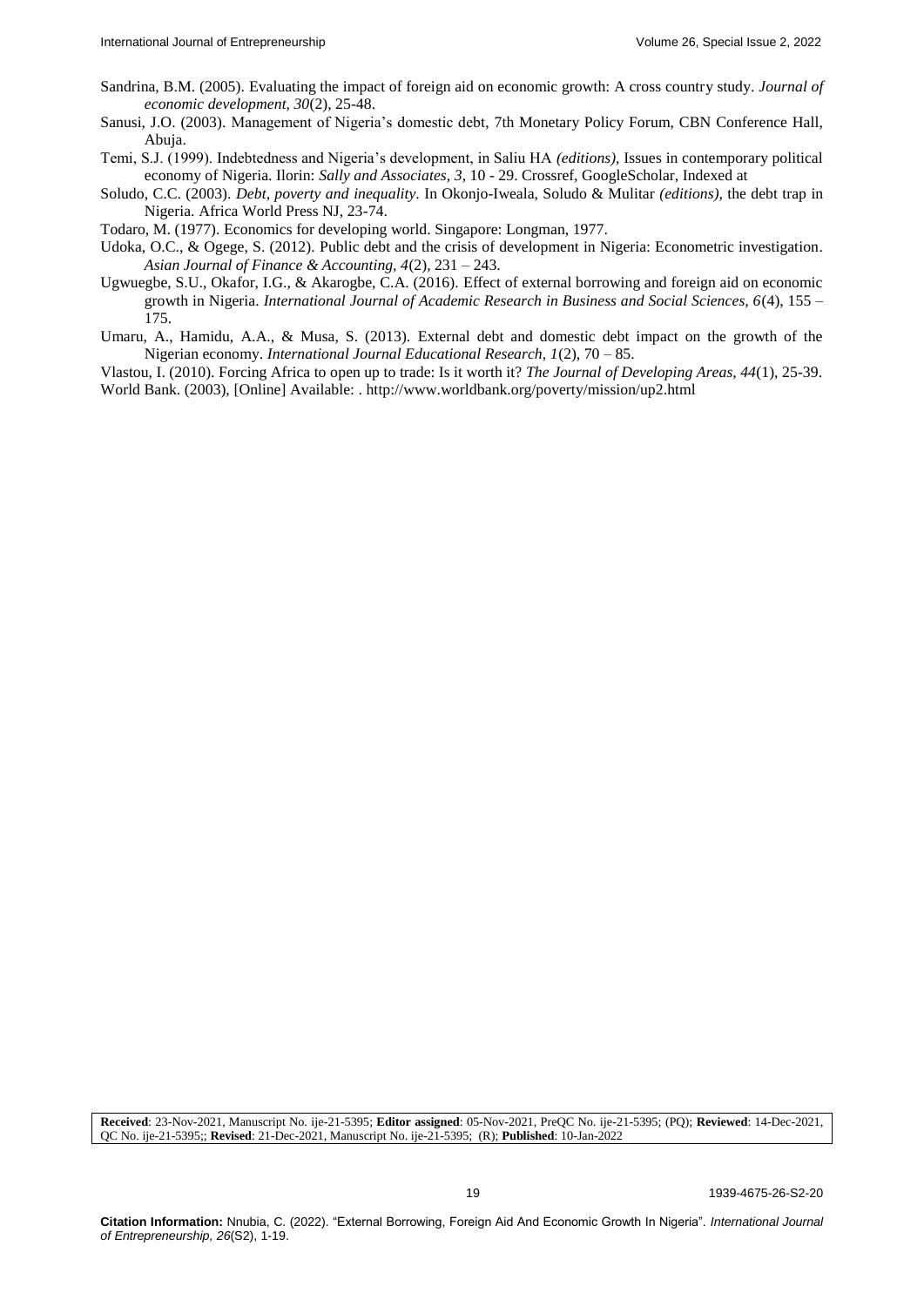Sandrina, B.M. (2005). Evaluating the impact of foreign aid on economic growth: A cross country study. *Journal of economic development, 30*(2), 25-48.

Sanusi, J.O. (2003). Management of Nigeria's domestic debt, 7th Monetary Policy Forum, CBN Conference Hall, Abuja.

Temi, S.J. (1999). Indebtedness and Nigeria's development, in Saliu HA *(editions),* Issues in contemporary political economy of Nigeria. Ilorin: *Sally and Associates, 3*, 10 - 29. Crossref, GoogleScholar, Indexed at

Soludo, C.C. (2003). *Debt, poverty and inequality*. In Okonjo-Iweala, Soludo & Mulitar *(editions),* the debt trap in Nigeria. Africa World Press NJ, 23-74.

Todaro, M. (1977). Economics for developing world. Singapore: Longman, 1977.

Udoka, O.C., & Ogege, S. (2012). Public debt and the crisis of development in Nigeria: Econometric investigation. *Asian Journal of Finance & Accounting, 4*(2), 231 – 243.

Ugwuegbe, S.U., Okafor, I.G., & Akarogbe, C.A. (2016). Effect of external borrowing and foreign aid on economic growth in Nigeria. *International Journal of Academic Research in Business and Social Sciences, 6*(4), 155 – 175.

Umaru, A., Hamidu, A.A., & Musa, S. (2013). External debt and domestic debt impact on the growth of the Nigerian economy. *International Journal Educational Research, 1*(2), 70 – 85.

Vlastou, I. (2010). Forcing Africa to open up to trade: Is it worth it? *The Journal of Developing Areas, 44*(1), 25-39.

World Bank. (2003), [Online] Available: . http://www.worldbank.org/poverty/mission/up2.html

**Received**: 23-Nov-2021, Manuscript No. ije-21-5395; **Editor assigned**: 05-Nov-2021, PreQC No. ije-21-5395; (PQ); **Reviewed**: 14-Dec-2021, QC No. ije-21-5395;; **Revised**: 21-Dec-2021, Manuscript No. ije-21-5395; (R); **Published**: 10-Jan-2022

**Citation Information:** Nnubia, C. (2022). "External Borrowing, Foreign Aid And Economic Growth In Nigeria". *International Journal of Entrepreneurship, 26*(S2), 1-19.